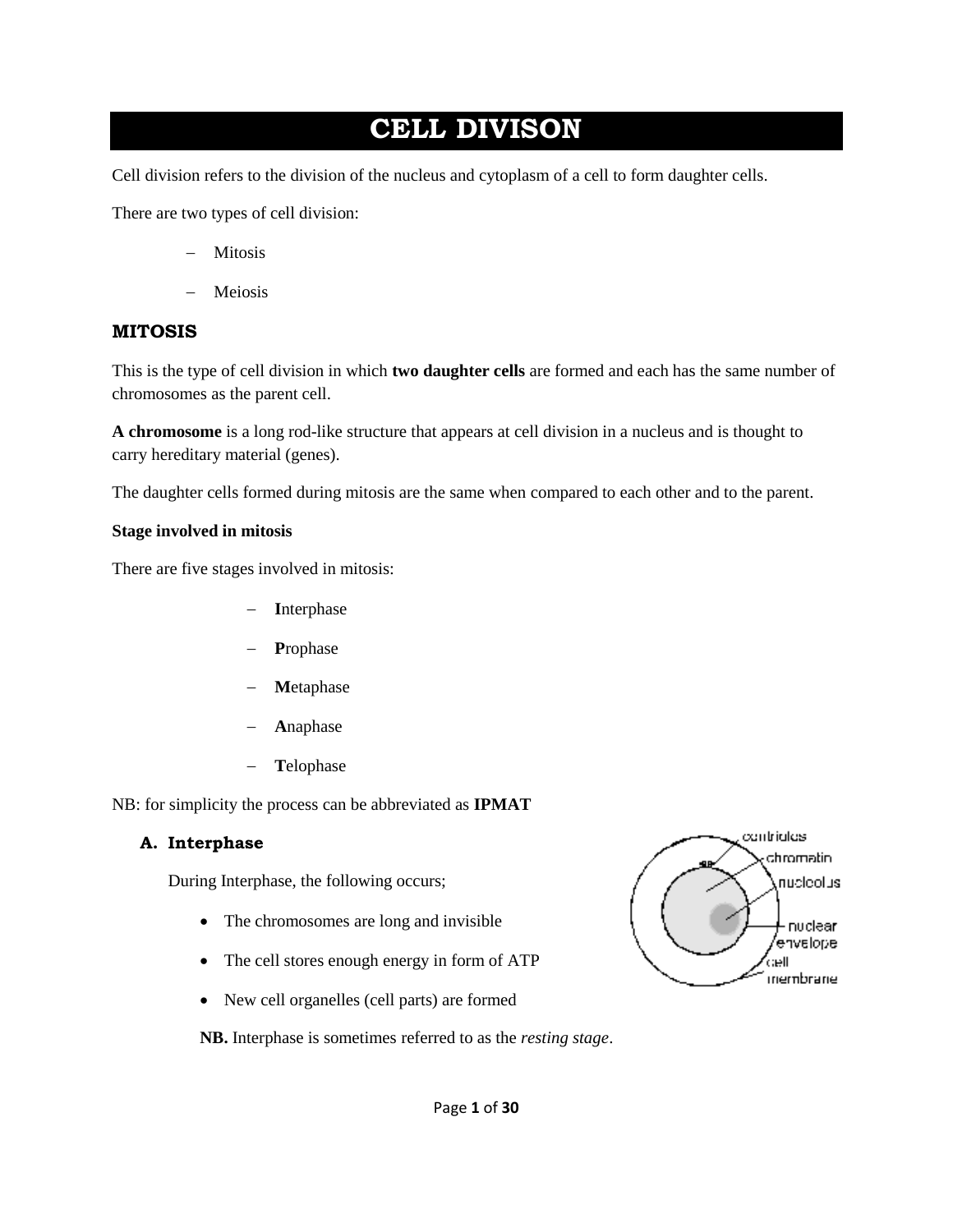# CELL DIVISON

Cell division refers to the division of the nucleus and cytoplasm of a cell to form daughter cells.

There are two types of cell division:

- Mitosis
- Meiosis

## MITOSIS

This is the type of cell division in which **two daughter cells** are formed and each has the same number of chromosomes as the parent cell.

**A chromosome** is a long rod-like structure that appears at cell division in a nucleus and is thought to carry hereditary material (genes).

The daughter cells formed during mitosis are the same when compared to each other and to the parent.

**Stage involved in mitosis**

There are five stages involved in mitosis:

- **I**nterphase
- **P**rophase
- **M**etaphase
- **A**naphase
- **T**elophase

NB: for simplicity the process can be abbreviated as **IPMAT**

### A. Interphase

During Interphase, the following occurs;

- The chromosomes are long and invisible
- The cell stores enough energy in form of ATP
- New cell organelles (cell parts) are formed

**NB.** Interphase is sometimes referred to as the *resting stage*.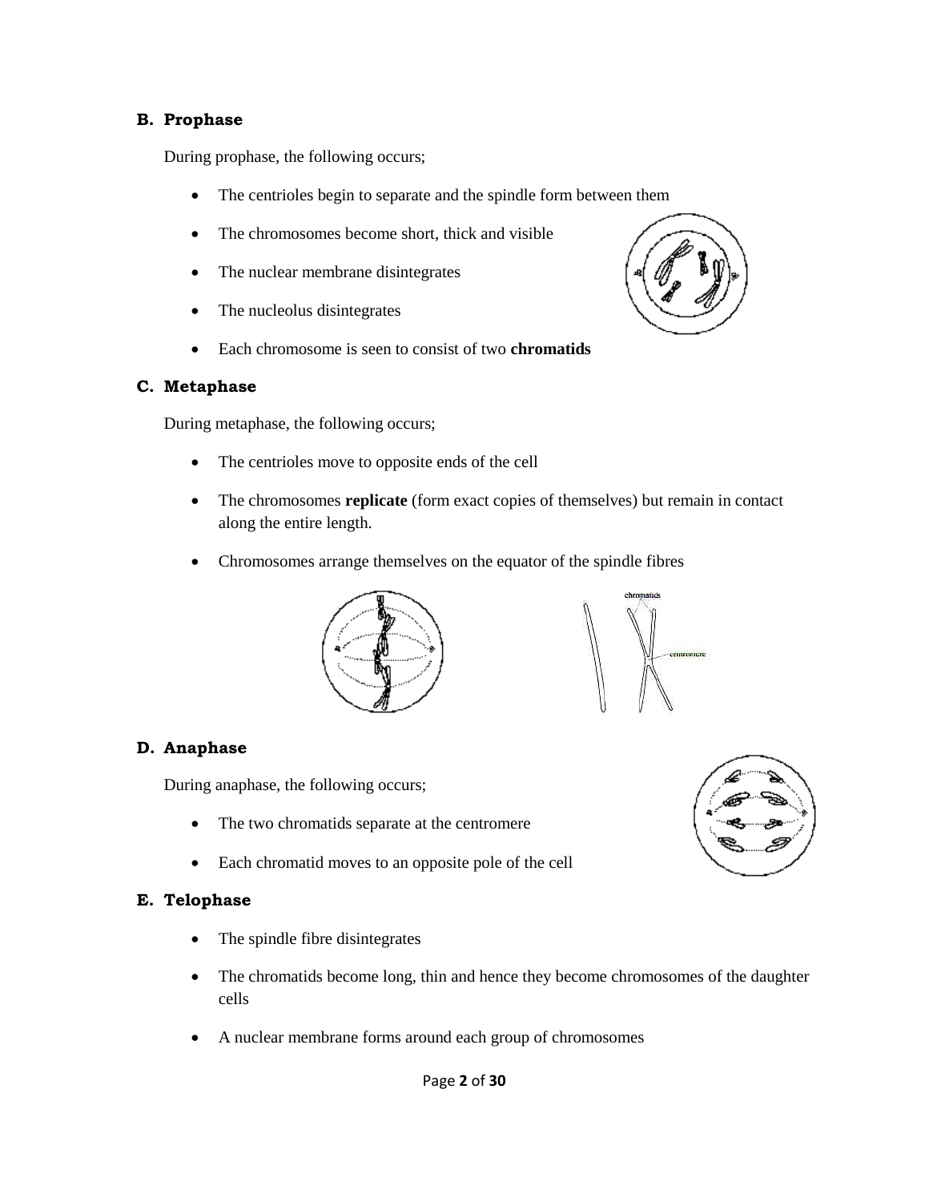### B. Prophase

During prophase, the following occurs;

- The centrioles begin to separate and the spindle form between them
- The chromosomes become short, thick and visible
- The nuclear membrane disintegrates
- The nucleolus disintegrates
- Each chromosome is seen to consist of two **chromatids**

### C. Metaphase

During metaphase, the following occurs;

- The centrioles move to opposite ends of the cell
- The chromosomes **replicate** (form exact copies of themselves) but remain in contact along the entire length.
- Chromosomes arrange themselves on the equator of the spindle fibres

### D. Anaphase

During anaphase, the following occurs;

- The two chromatids separate at the centromere
- Each chromatid moves to an opposite pole of the cell

### E. Telophase

- The spindle fibre disintegrates
- The chromatids become long, thin and hence they become chromosomes of the daughter cells
- A nuclear membrane forms around each group of chromosomes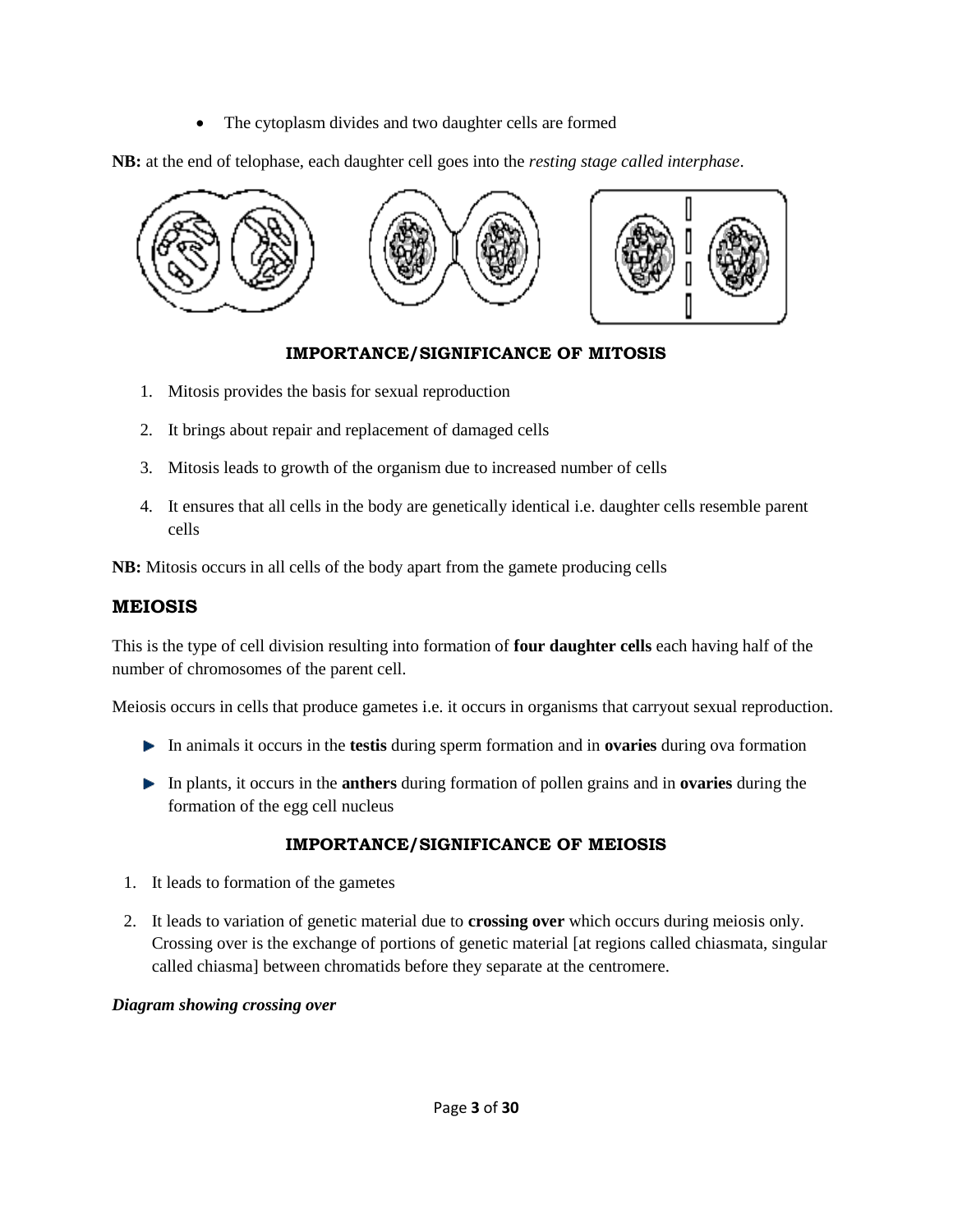- The cytoplasm divides and two daughter cells are formed

**NB:** at the end of telophase, each daughter cell goes into the *resting stage called interphase*.

**IMPORTANCE/SIGNIFICANCE OF MITOSIS**

1. Mitosis provides the basis for sexual reproduction
2. It brings about repair and replacement of damaged cells
3. Mitosis leads to growth of the organism due to increased number of cells
4. It ensures that all cells in the body are genetically identical i.e. daughter cells resemble parent cells

**NB:** Mitosis occurs in all cells of the body apart from the gamete producing cells

## MEIOSIS

This is the type of cell division resulting into formation of **four daughter cells** each having half of the number of chromosomes of the parent cell.

Meiosis occurs in cells that produce gametes i.e. it occurs in organisms that carryout sexual reproduction.

- In animals it occurs in the **testis** during sperm formation and in **ovaries** during ova formation
- In plants, it occurs in the **anthers** during formation of pollen grains and in **ovaries** during the formation of the egg cell nucleus

**IMPORTANCE/SIGNIFICANCE OF MEIOSIS**

1. It leads to formation of the gametes
2. It leads to variation of genetic material due to **crossing over** which occurs during meiosis only. Crossing over is the exchange of portions of genetic material [at regions called chiasmata, singular called chiasma] between chromatids before they separate at the centromere.

***Diagram showing crossing over***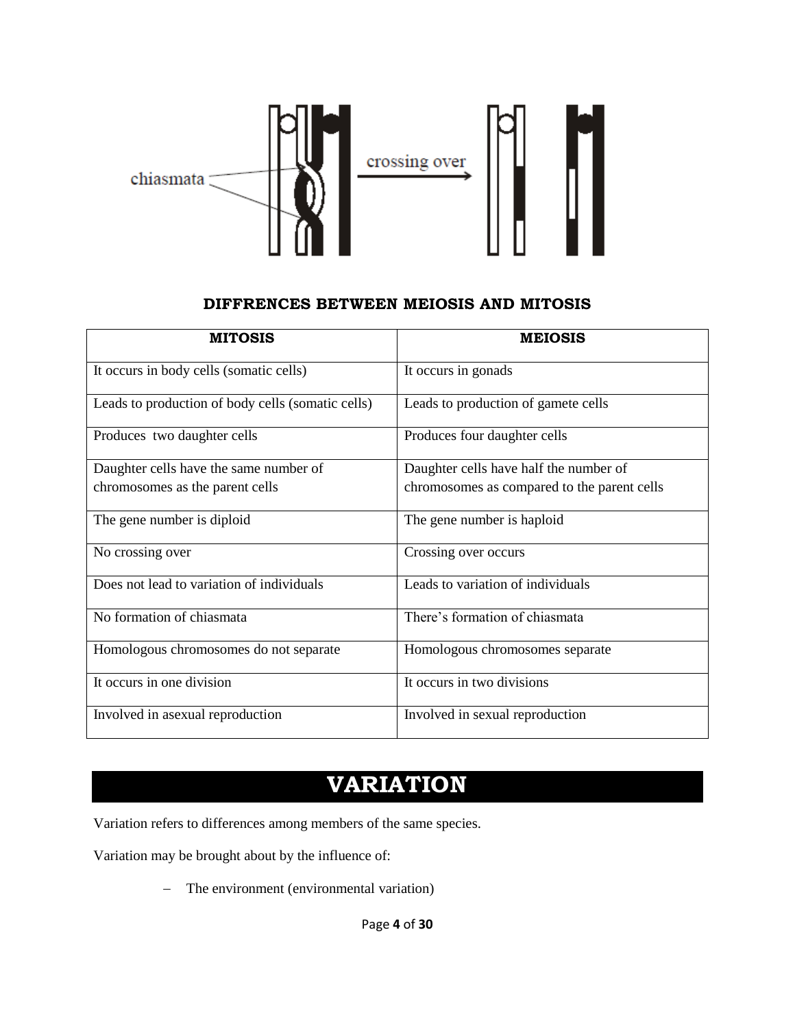chiasmata

crossing over

## DIFFRENCES BETWEEN MEIOSIS AND MITOSIS

| MITOSIS | MEIOSIS |
|---|---|
| It occurs in body cells (somatic cells) | It occurs in gonads |
| Leads to production of body cells (somatic cells) | Leads to production of gamete cells |
| Produces two daughter cells | Produces four daughter cells |
| Daughter cells have the same number of chromosomes as the parent cells | Daughter cells have half the number of chromosomes as compared to the parent cells |
| The gene number is diploid | The gene number is haploid |
| No crossing over | Crossing over occurs |
| Does not lead to variation of individuals | Leads to variation of individuals |
| No formation of chiasmata | There's formation of chiasmata |
| Homologous chromosomes do not separate | Homologous chromosomes separate |
| It occurs in one division | It occurs in two divisions |
| Involved in asexual reproduction | Involved in sexual reproduction |

# VARIATION

Variation refers to differences among members of the same species.

Variation may be brought about by the influence of:

- The environment (environmental variation)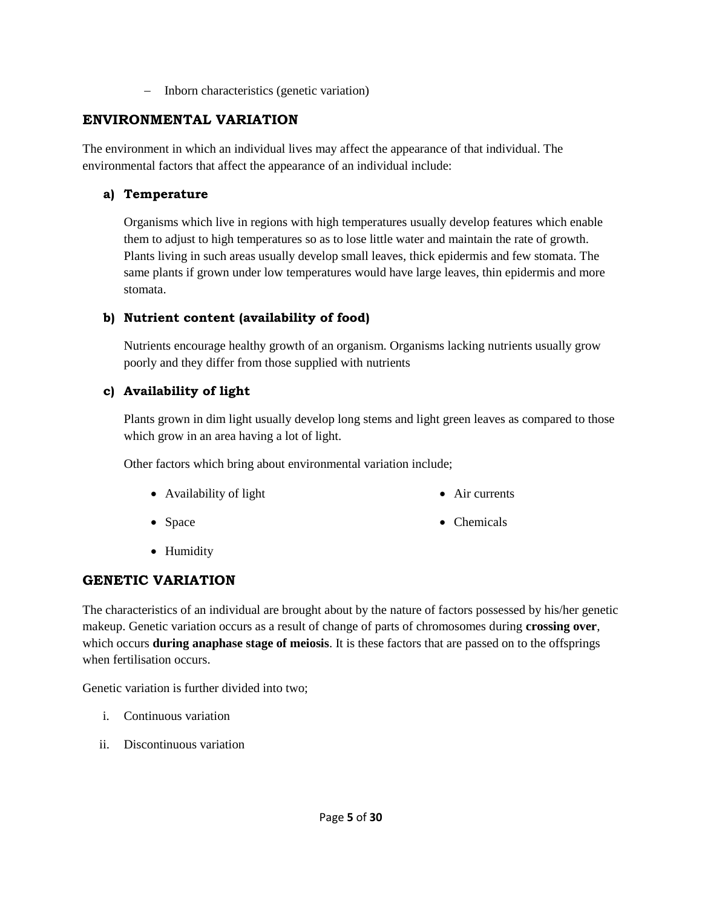– Inborn characteristics (genetic variation)

## ENVIRONMENTAL VARIATION

The environment in which an individual lives may affect the appearance of that individual. The environmental factors that affect the appearance of an individual include:

### a) Temperature

Organisms which live in regions with high temperatures usually develop features which enable them to adjust to high temperatures so as to lose little water and maintain the rate of growth. Plants living in such areas usually develop small leaves, thick epidermis and few stomata. The same plants if grown under low temperatures would have large leaves, thin epidermis and more stomata.

### b) Nutrient content (availability of food)

Nutrients encourage healthy growth of an organism. Organisms lacking nutrients usually grow poorly and they differ from those supplied with nutrients

### c) Availability of light

Plants grown in dim light usually develop long stems and light green leaves as compared to those which grow in an area having a lot of light.

Other factors which bring about environmental variation include;

- Availability of light
- Space
- Humidity
- Air currents
- Chemicals

## GENETIC VARIATION

The characteristics of an individual are brought about by the nature of factors possessed by his/her genetic makeup. Genetic variation occurs as a result of change of parts of chromosomes during **crossing over**, which occurs **during anaphase stage of meiosis**. It is these factors that are passed on to the offsprings when fertilisation occurs.

Genetic variation is further divided into two;

i. Continuous variation
ii. Discontinuous variation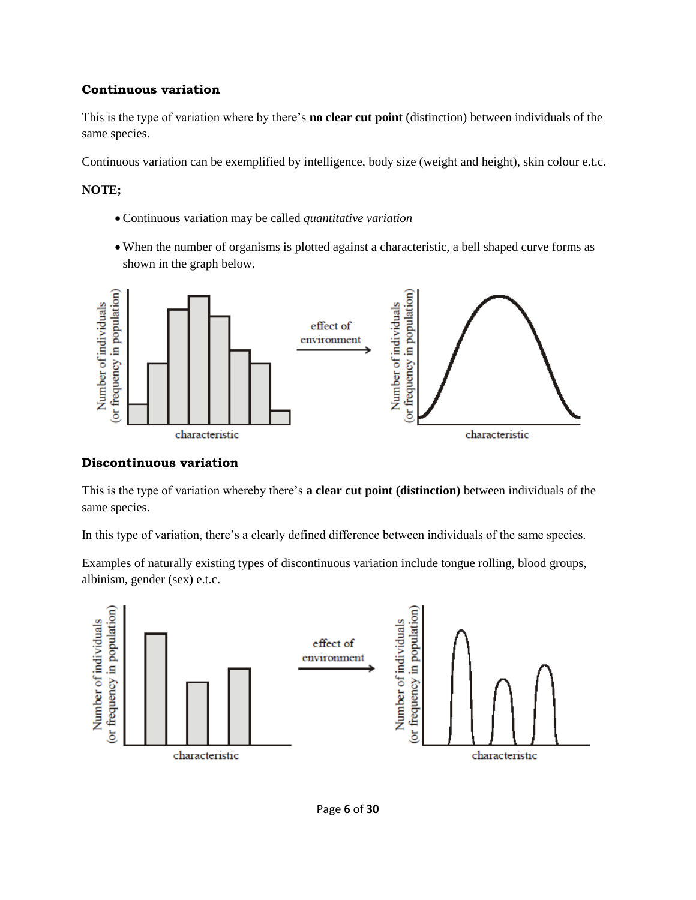### Continuous variation

This is the type of variation where by there's **no clear cut point** (distinction) between individuals of the same species.

Continuous variation can be exemplified by intelligence, body size (weight and height), skin colour e.t.c.

**NOTE;**

- Continuous variation may be called *quantitative variation*
- When the number of organisms is plotted against a characteristic, a bell shaped curve forms as shown in the graph below.

### Discontinuous variation

This is the type of variation whereby there's **a clear cut point (distinction)** between individuals of the same species.

In this type of variation, there's a clearly defined difference between individuals of the same species.

Examples of naturally existing types of discontinuous variation include tongue rolling, blood groups, albinism, gender (sex) e.t.c.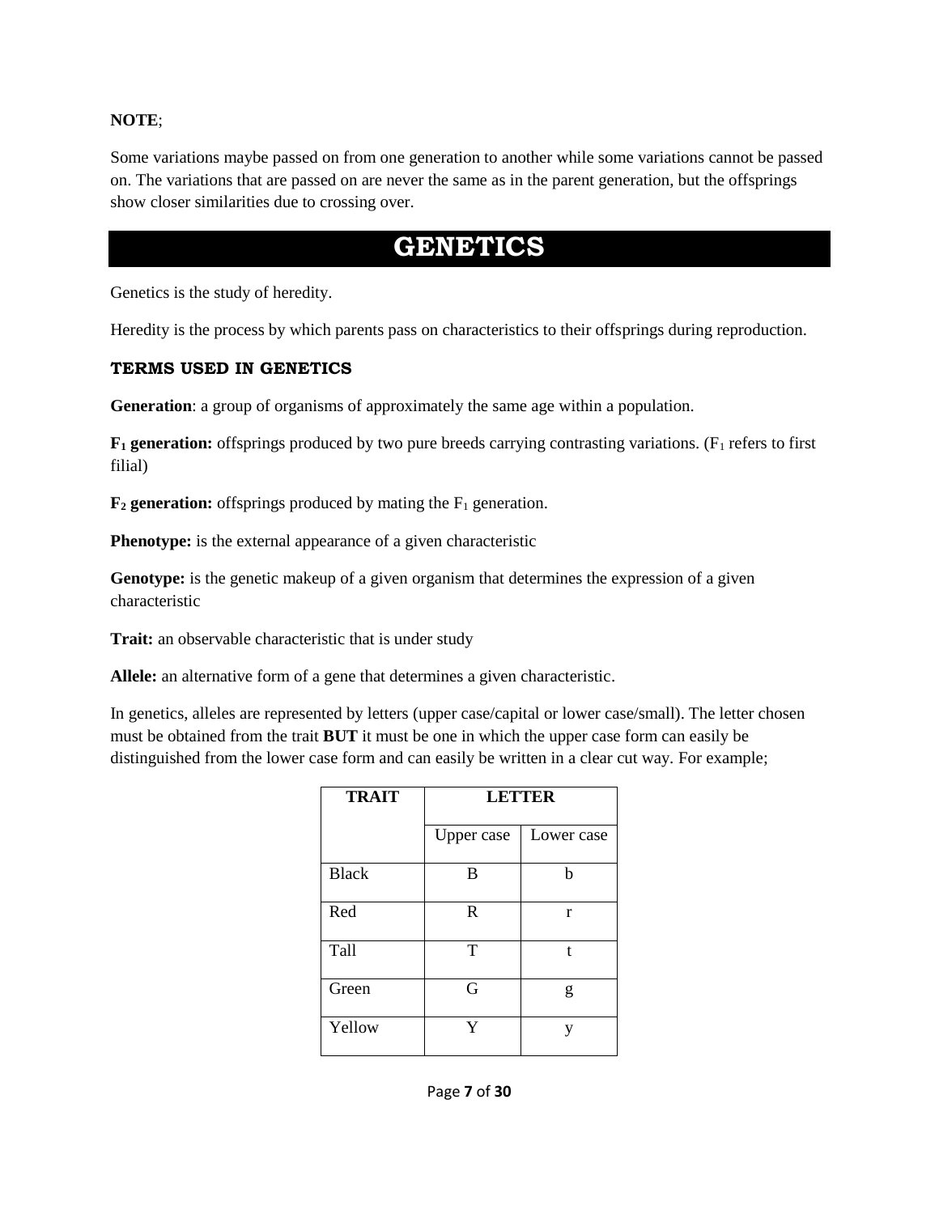**NOTE**;

Some variations maybe passed on from one generation to another while some variations cannot be passed on. The variations that are passed on are never the same as in the parent generation, but the offsprings show closer similarities due to crossing over.

# GENETICS

Genetics is the study of heredity.

Heredity is the process by which parents pass on characteristics to their offsprings during reproduction.

### TERMS USED IN GENETICS

**Generation**: a group of organisms of approximately the same age within a population.

**$F_1$ generation:** offsprings produced by two pure breeds carrying contrasting variations. ($F_1$ refers to first filial)

**$F_2$ generation:** offsprings produced by mating the $F_1$ generation.

**Phenotype:** is the external appearance of a given characteristic

**Genotype:** is the genetic makeup of a given organism that determines the expression of a given characteristic

**Trait:** an observable characteristic that is under study

**Allele:** an alternative form of a gene that determines a given characteristic.

In genetics, alleles are represented by letters (upper case/capital or lower case/small). The letter chosen must be obtained from the trait **BUT** it must be one in which the upper case form can easily be distinguished from the lower case form and can easily be written in a clear cut way. For example;

| **TRAIT** | **LETTER** | |
|---|---|---|
| | Upper case | Lower case |
| Black | B | b |
| Red | R | r |
| Tall | T | t |
| Green | G | g |
| Yellow | Y | y |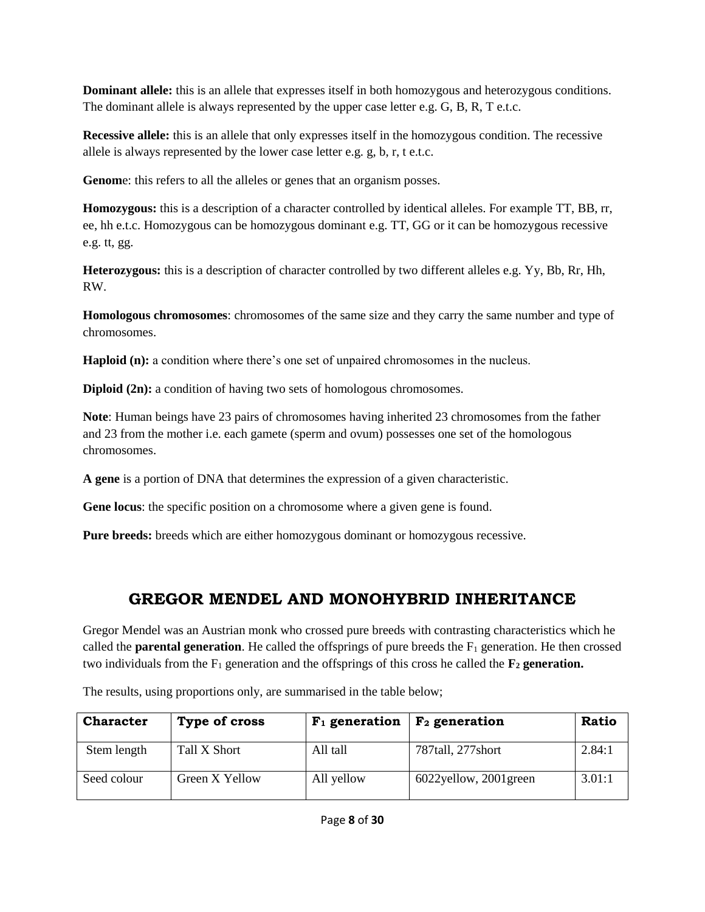**Dominant allele:** this is an allele that expresses itself in both homozygous and heterozygous conditions. The dominant allele is always represented by the upper case letter e.g. G, B, R, T e.t.c.

**Recessive allele:** this is an allele that only expresses itself in the homozygous condition. The recessive allele is always represented by the lower case letter e.g. g, b, r, t e.t.c.

**Genom**e: this refers to all the alleles or genes that an organism posses.

**Homozygous:** this is a description of a character controlled by identical alleles. For example TT, BB, rr, ee, hh e.t.c. Homozygous can be homozygous dominant e.g. TT, GG or it can be homozygous recessive e.g. tt, gg.

**Heterozygous:** this is a description of character controlled by two different alleles e.g. Yy, Bb, Rr, Hh, RW.

**Homologous chromosomes**: chromosomes of the same size and they carry the same number and type of chromosomes.

**Haploid (n):** a condition where there's one set of unpaired chromosomes in the nucleus.

**Diploid (2n):** a condition of having two sets of homologous chromosomes.

**Note**: Human beings have 23 pairs of chromosomes having inherited 23 chromosomes from the father and 23 from the mother i.e. each gamete (sperm and ovum) possesses one set of the homologous chromosomes.

**A gene** is a portion of DNA that determines the expression of a given characteristic.

**Gene locus**: the specific position on a chromosome where a given gene is found.

**Pure breeds:** breeds which are either homozygous dominant or homozygous recessive.

## GREGOR MENDEL AND MONOHYBRID INHERITANCE

Gregor Mendel was an Austrian monk who crossed pure breeds with contrasting characteristics which he called the **parental generation**. He called the offsprings of pure breeds the $F_1$ generation. He then crossed two individuals from the $F_1$ generation and the offsprings of this cross he called the **$F_2$ generation.**

The results, using proportions only, are summarised in the table below;

| Character | Type of cross | $F_1$ generation | $F_2$ generation | Ratio |
|---|---|---|---|---|
| Stem length | Tall X Short | All tall | 787tall, 277short | 2.84:1 |
| Seed colour | Green X Yellow | All yellow | 6022yellow, 2001green | 3.01:1 |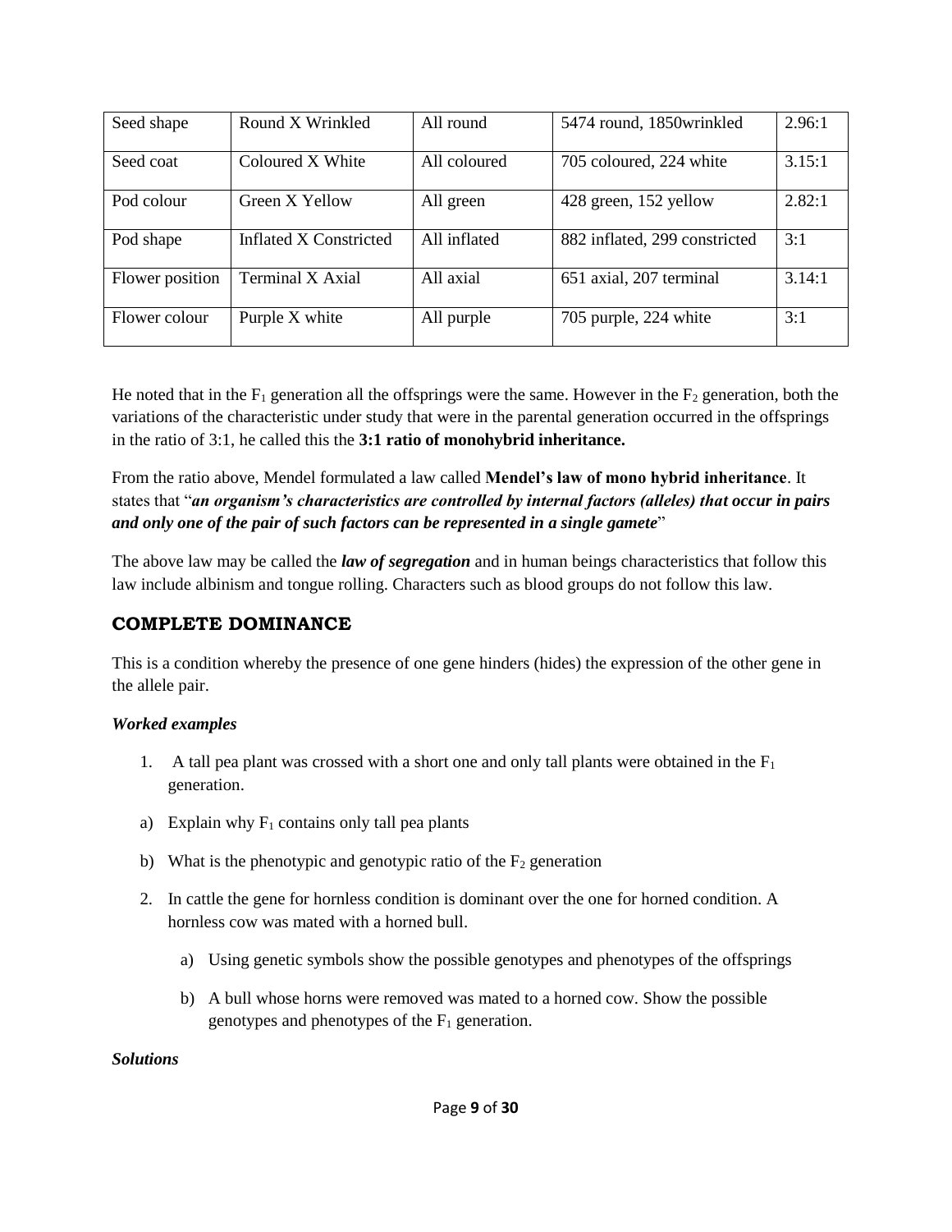| Seed shape | Round X Wrinkled | All round | 5474 round, 1850wrinkled | 2.96:1 |
|---|---|---|---|---|
| Seed coat | Coloured X White | All coloured | 705 coloured, 224 white | 3.15:1 |
| Pod colour | Green X Yellow | All green | 428 green, 152 yellow | 2.82:1 |
| Pod shape | Inflated X Constricted | All inflated | 882 inflated, 299 constricted | 3:1 |
| Flower position | Terminal X Axial | All axial | 651 axial, 207 terminal | 3.14:1 |
| Flower colour | Purple X white | All purple | 705 purple, 224 white | 3:1 |

He noted that in the $F_1$ generation all the offsprings were the same. However in the $F_2$ generation, both the variations of the characteristic under study that were in the parental generation occurred in the offsprings in the ratio of 3:1, he called this the **3:1 ratio of monohybrid inheritance.**

From the ratio above, Mendel formulated a law called **Mendel's law of mono hybrid inheritance**. It states that "***an organism's characteristics are controlled by internal factors (alleles) that occur in pairs and only one of the pair of such factors can be represented in a single gamete***"

The above law may be called the ***law of segregation*** and in human beings characteristics that follow this law include albinism and tongue rolling. Characters such as blood groups do not follow this law.

## COMPLETE DOMINANCE

This is a condition whereby the presence of one gene hinders (hides) the expression of the other gene in the allele pair.

***Worked examples***

1. A tall pea plant was crossed with a short one and only tall plants were obtained in the $F_1$ generation.

a) Explain why $F_1$ contains only tall pea plants

b) What is the phenotypic and genotypic ratio of the $F_2$ generation

2. In cattle the gene for hornless condition is dominant over the one for horned condition. A hornless cow was mated with a horned bull.

   a) Using genetic symbols show the possible genotypes and phenotypes of the offsprings

   b) A bull whose horns were removed was mated to a horned cow. Show the possible genotypes and phenotypes of the $F_1$ generation.

***Solutions***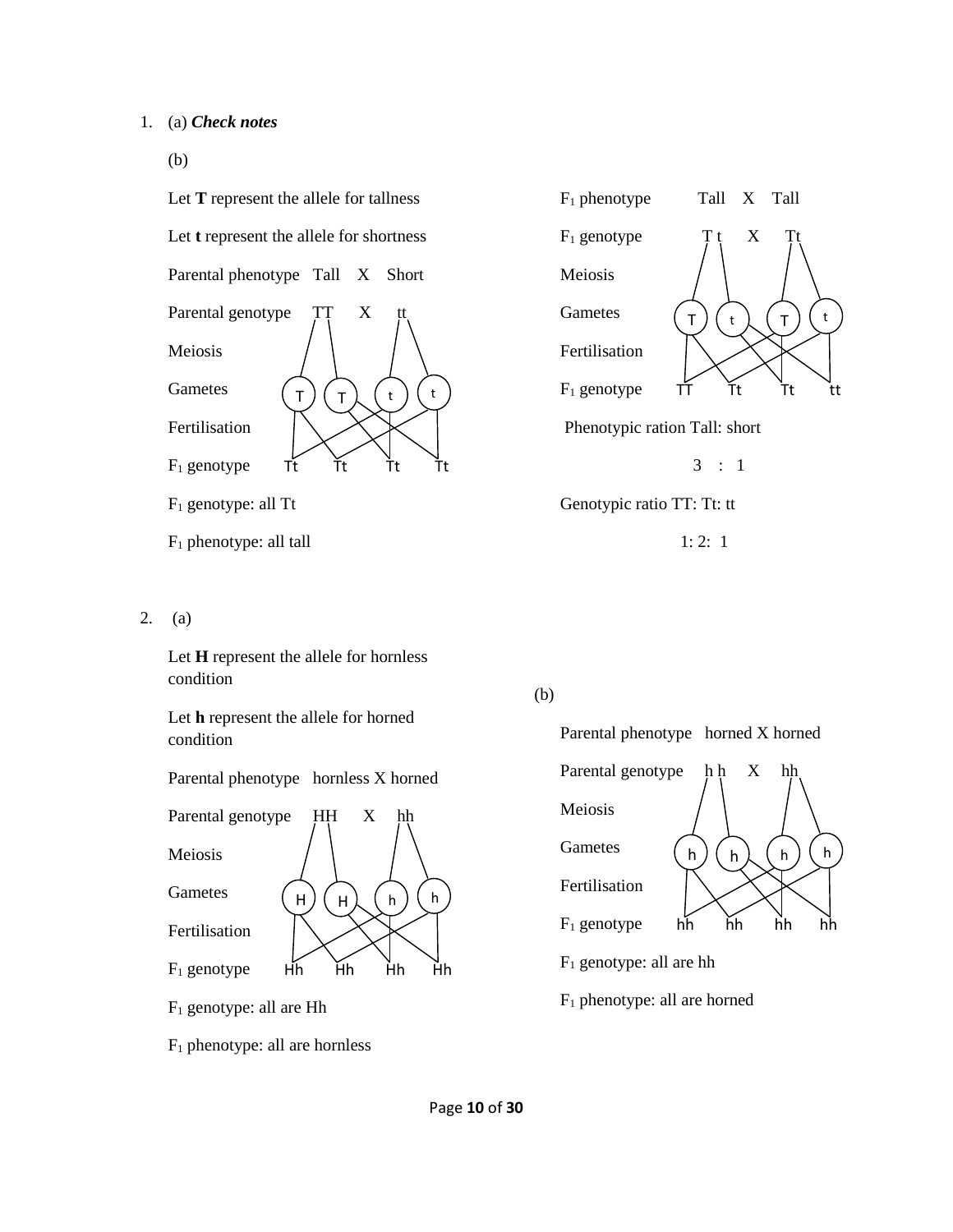1. (a) ***Check notes***

   (b)

   Let **T** represent the allele for tallness

   Let **t** represent the allele for shortness

   Parental phenotype Tall X Short

   Parental genotype TT X tt

   Meiosis

   Gametes T T t t

   Fertilisation

   $F_1$ genotype Tt Tt Tt Tt

   $F_1$ genotype: all Tt

   $F_1$ phenotype: all tall

   $F_1$ phenotype Tall X Tall

   $F_1$ genotype T t X Tt

   Meiosis

   Gametes T t T t

   Fertilisation

   $F_1$ genotype TT Tt Tt tt

   Phenotypic ration Tall: short

   3 : 1

   Genotypic ratio TT: Tt: tt

   1: 2: 1

2. (a)

   Let **H** represent the allele for hornless condition

   Let **h** represent the allele for horned condition

   Parental phenotype hornless X horned

   Parental genotype HH X hh

   Meiosis

   Gametes H H h h

   Fertilisation

   $F_1$ genotype Hh Hh Hh Hh

   $F_1$ genotype: all are Hh

   $F_1$ phenotype: all are hornless

   (b)

   Parental phenotype horned X horned

   Parental genotype h h X hh

   Meiosis

   Gametes h h h h

   Fertilisation

   $F_1$ genotype hh hh hh hh

   $F_1$ genotype: all are hh

   $F_1$ phenotype: all are horned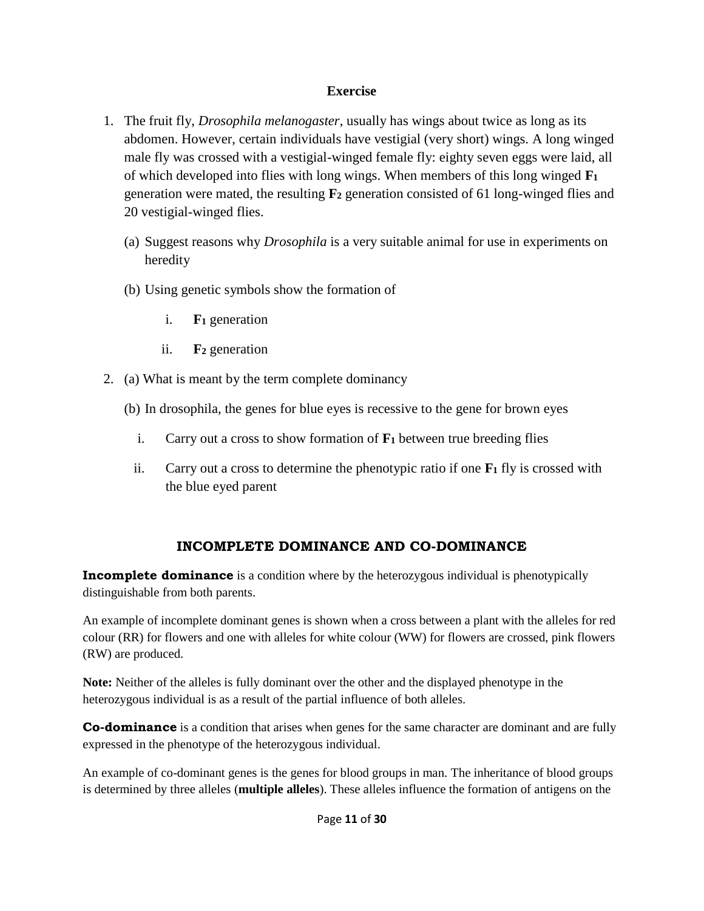**Exercise**

1. The fruit fly, *Drosophila melanogaster*, usually has wings about twice as long as its abdomen. However, certain individuals have vestigial (very short) wings. A long winged male fly was crossed with a vestigial-winged female fly: eighty seven eggs were laid, all of which developed into flies with long wings. When members of this long winged **$F_1$** generation were mated, the resulting **$F_2$** generation consisted of 61 long-winged flies and 20 vestigial-winged flies.

   (a) Suggest reasons why *Drosophila* is a very suitable animal for use in experiments on heredity

   (b) Using genetic symbols show the formation of

      i. **$F_1$** generation

      ii. **$F_2$** generation

2. (a) What is meant by the term complete dominancy

   (b) In drosophila, the genes for blue eyes is recessive to the gene for brown eyes

      i. Carry out a cross to show formation of **$F_1$** between true breeding flies

      ii. Carry out a cross to determine the phenotypic ratio if one **$F_1$** fly is crossed with the blue eyed parent

## INCOMPLETE DOMINANCE AND CO-DOMINANCE

**Incomplete dominance** is a condition where by the heterozygous individual is phenotypically distinguishable from both parents.

An example of incomplete dominant genes is shown when a cross between a plant with the alleles for red colour (RR) for flowers and one with alleles for white colour (WW) for flowers are crossed, pink flowers (RW) are produced.

**Note:** Neither of the alleles is fully dominant over the other and the displayed phenotype in the heterozygous individual is as a result of the partial influence of both alleles.

**Co-dominance** is a condition that arises when genes for the same character are dominant and are fully expressed in the phenotype of the heterozygous individual.

An example of co-dominant genes is the genes for blood groups in man. The inheritance of blood groups is determined by three alleles (**multiple alleles**). These alleles influence the formation of antigens on the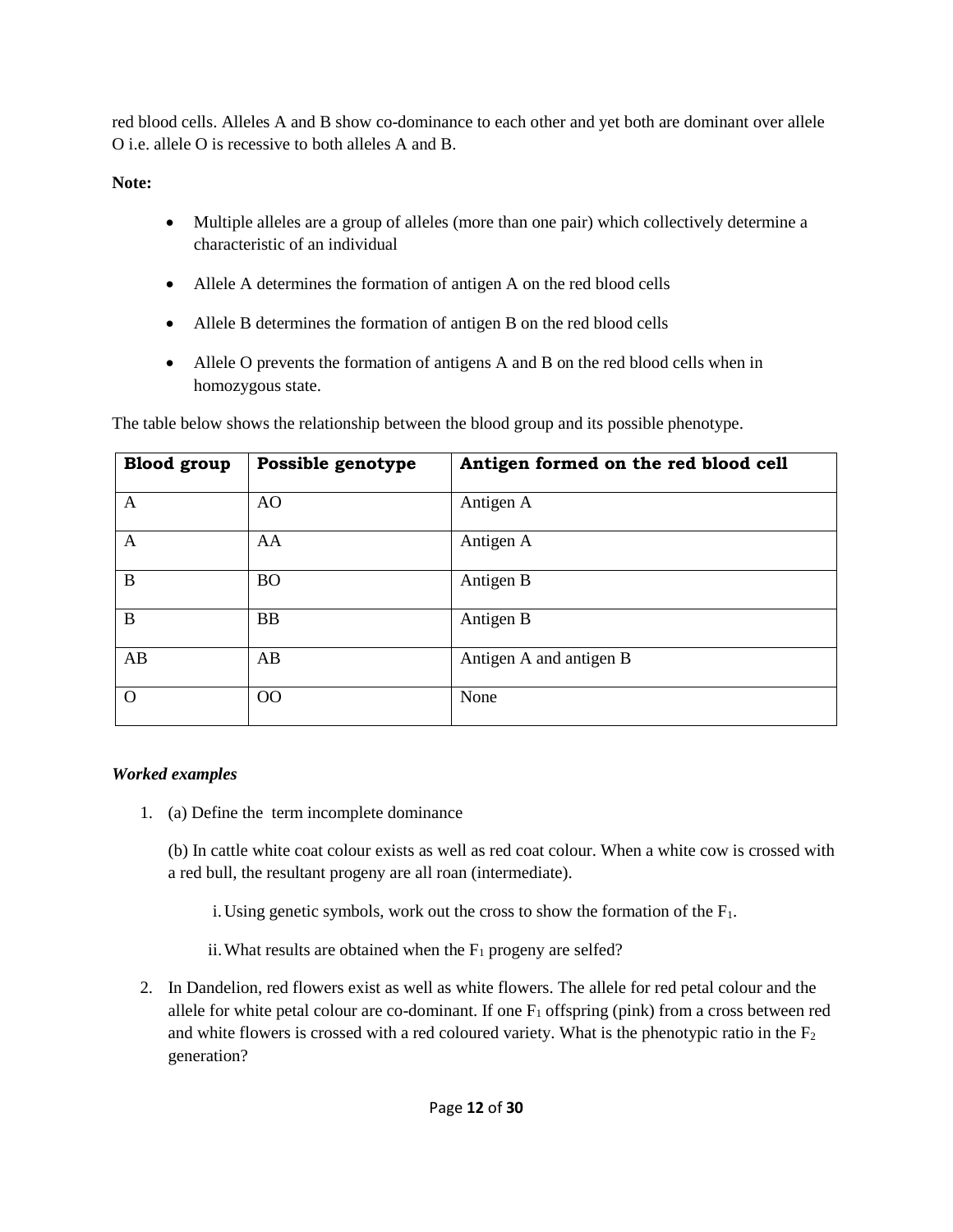red blood cells. Alleles A and B show co-dominance to each other and yet both are dominant over allele O i.e. allele O is recessive to both alleles A and B.

**Note:**

- Multiple alleles are a group of alleles (more than one pair) which collectively determine a characteristic of an individual
- Allele A determines the formation of antigen A on the red blood cells
- Allele B determines the formation of antigen B on the red blood cells
- Allele O prevents the formation of antigens A and B on the red blood cells when in homozygous state.

The table below shows the relationship between the blood group and its possible phenotype.

| Blood group | Possible genotype | Antigen formed on the red blood cell |
|---|---|---|
| A | AO | Antigen A |
| A | AA | Antigen A |
| B | BO | Antigen B |
| B | BB | Antigen B |
| AB | AB | Antigen A and antigen B |
| O | OO | None |

***Worked examples***

1. (a) Define the term incomplete dominance

   (b) In cattle white coat colour exists as well as red coat colour. When a white cow is crossed with a red bull, the resultant progeny are all roan (intermediate).

   i. Using genetic symbols, work out the cross to show the formation of the $F_1$.

   ii. What results are obtained when the $F_1$ progeny are selfed?

2. In Dandelion, red flowers exist as well as white flowers. The allele for red petal colour and the allele for white petal colour are co-dominant. If one $F_1$ offspring (pink) from a cross between red and white flowers is crossed with a red coloured variety. What is the phenotypic ratio in the $F_2$ generation?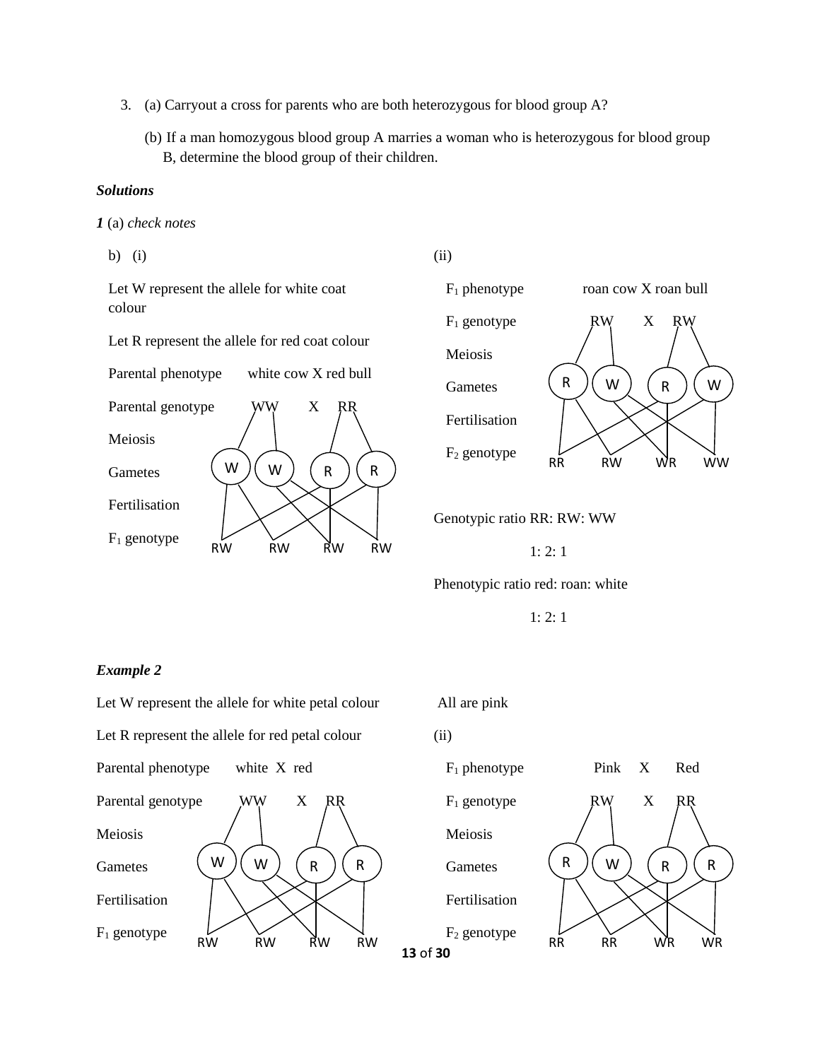3. (a) Carryout a cross for parents who are both heterozygous for blood group A?

   (b) If a man homozygous blood group A marries a woman who is heterozygous for blood group B, determine the blood group of their children.

***Solutions***

***1*** (a) *check notes*

b) (i)

Let W represent the allele for white coat colour

Let R represent the allele for red coat colour

Parental phenotype white cow X red bull

Parental genotype WW X RR

Meiosis

Gametes W W R R

Fertilisation

$F_1$ genotype RW RW RW RW

(ii)

$F_1$ phenotype roan cow X roan bull

$F_1$ genotype RW X RW

Meiosis

Gametes R W R W

Fertilisation

$F_2$ genotype RR RW WR WW

Genotypic ratio RR: RW: WW

1: 2: 1

Phenotypic ratio red: roan: white

1: 2: 1

***Example 2***

Let W represent the allele for white petal colour

Let R represent the allele for red petal colour

Parental phenotype white X red

Parental genotype WW X RR

Meiosis

Gametes W W R R

Fertilisation

$F_1$ genotype RW RW RW RW

All are pink

(ii)

$F_1$ phenotype Pink X Red

$F_1$ genotype RW X RR

Meiosis

Gametes R W R R

Fertilisation

$F_2$ genotype RR RR WR WR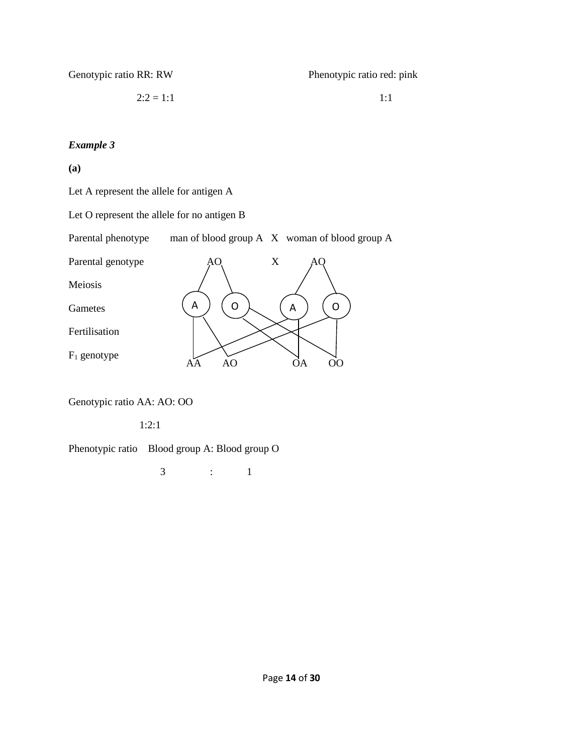Genotypic ratio RR: RW                                        Phenotypic ratio red: pink

2:2 = 1:1                                                                1:1

***Example 3***

**(a)**

Let A represent the allele for antigen A

Let O represent the allele for no antigen B

Parental phenotype        man of blood group A   X   woman of blood group A

Parental genotype                AO                X          AO

Meiosis

Gametes                          (A)    (O)        (A)    (O)

Fertilisation

$F_1$ genotype                    AA     AO         OA     OO

Genotypic ratio AA: AO: OO

1:2:1

Phenotypic ratio    Blood group A: Blood group O

3        :        1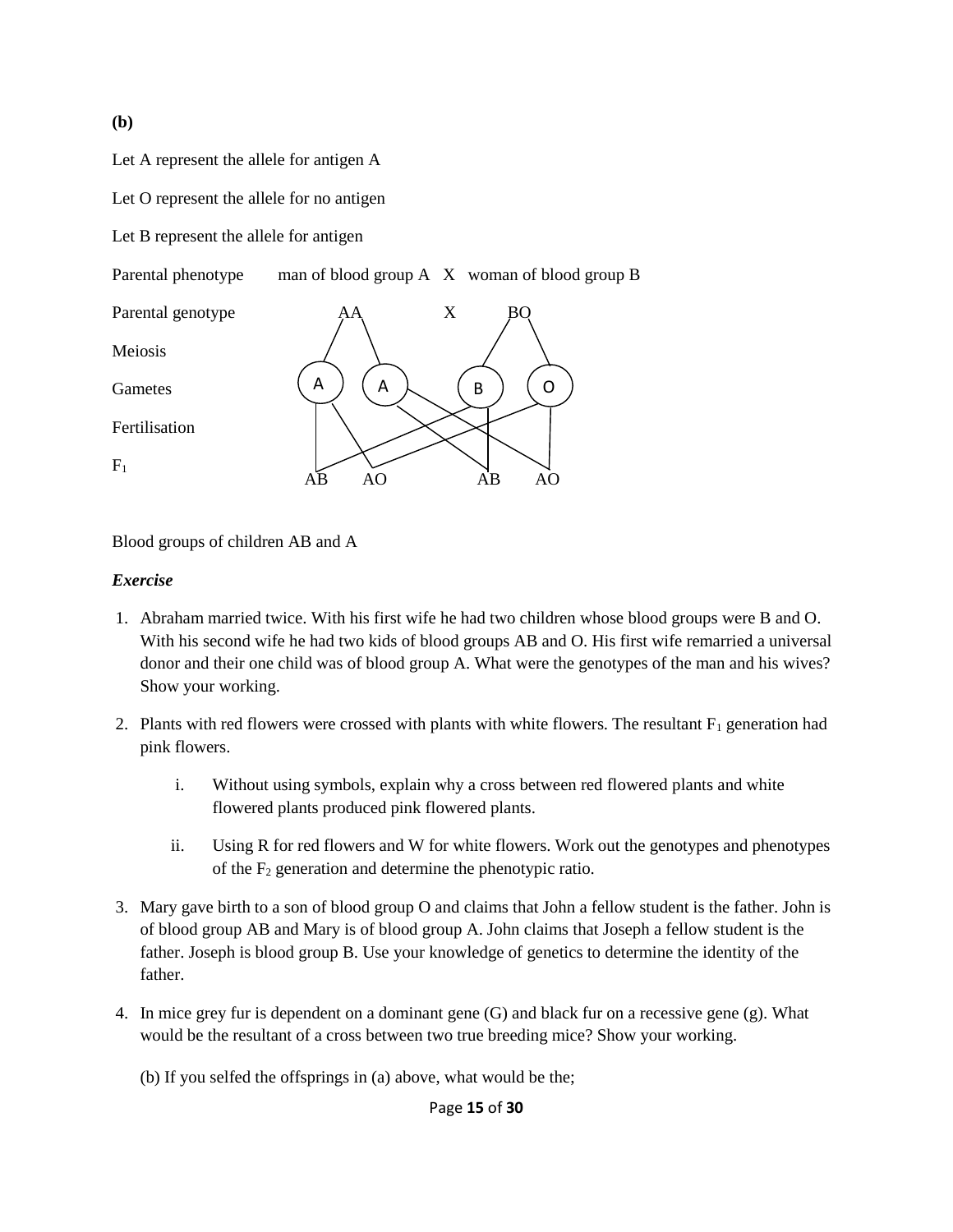**(b)**

Let A represent the allele for antigen A

Let O represent the allele for no antigen

Let B represent the allele for antigen

Parental phenotype     man of blood group A  X  woman of blood group B

Parental genotype     AA     X     BO

Meiosis

Gametes     A     A     B     O

Fertilisation

$F_1$     AB     AO     AB     AO

Blood groups of children AB and A

***Exercise***

1. Abraham married twice. With his first wife he had two children whose blood groups were B and O. With his second wife he had two kids of blood groups AB and O. His first wife remarried a universal donor and their one child was of blood group A. What were the genotypes of the man and his wives? Show your working.

2. Plants with red flowers were crossed with plants with white flowers. The resultant $F_1$ generation had pink flowers.

    i. Without using symbols, explain why a cross between red flowered plants and white flowered plants produced pink flowered plants.

    ii. Using R for red flowers and W for white flowers. Work out the genotypes and phenotypes of the $F_2$ generation and determine the phenotypic ratio.

3. Mary gave birth to a son of blood group O and claims that John a fellow student is the father. John is of blood group AB and Mary is of blood group A. John claims that Joseph a fellow student is the father. Joseph is blood group B. Use your knowledge of genetics to determine the identity of the father.

4. In mice grey fur is dependent on a dominant gene (G) and black fur on a recessive gene (g). What would be the resultant of a cross between two true breeding mice? Show your working.

    (b) If you selfed the offsprings in (a) above, what would be the;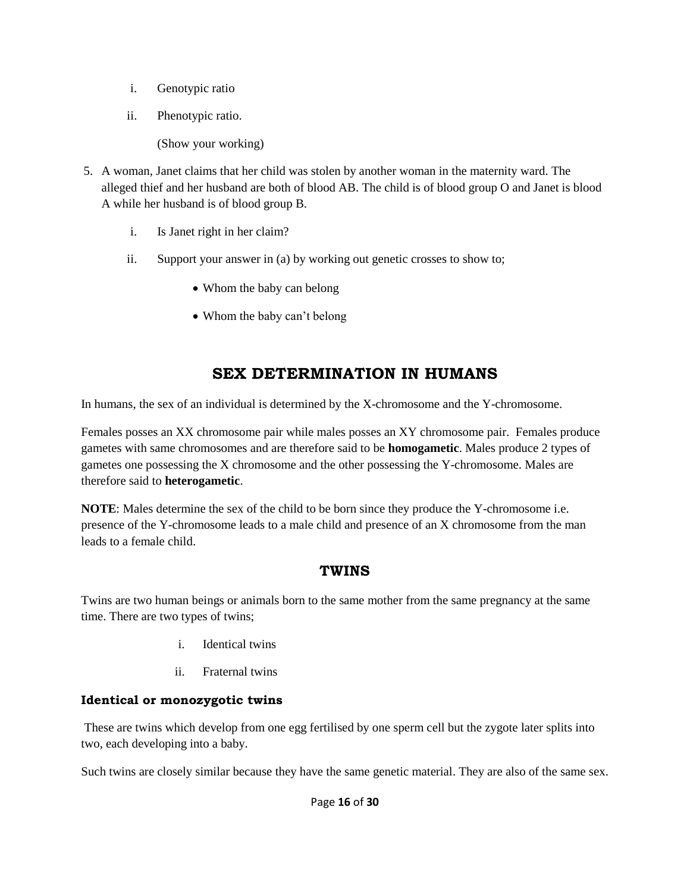i. Genotypic ratio

ii. Phenotypic ratio.

(Show your working)

5. A woman, Janet claims that her child was stolen by another woman in the maternity ward. The alleged thief and her husband are both of blood AB. The child is of blood group O and Janet is blood A while her husband is of blood group B.

    i. Is Janet right in her claim?

    ii. Support your answer in (a) by working out genetic crosses to show to;

        - Whom the baby can belong
        - Whom the baby can't belong

## SEX DETERMINATION IN HUMANS

In humans, the sex of an individual is determined by the X-chromosome and the Y-chromosome.

Females posses an XX chromosome pair while males posses an XY chromosome pair. Females produce gametes with same chromosomes and are therefore said to be **homogametic**. Males produce 2 types of gametes one possessing the X chromosome and the other possessing the Y-chromosome. Males are therefore said to **heterogametic**.

**NOTE**: Males determine the sex of the child to be born since they produce the Y-chromosome i.e. presence of the Y-chromosome leads to a male child and presence of an X chromosome from the man leads to a female child.

## TWINS

Twins are two human beings or animals born to the same mother from the same pregnancy at the same time. There are two types of twins;

i. Identical twins

ii. Fraternal twins

### Identical or monozygotic twins

These are twins which develop from one egg fertilised by one sperm cell but the zygote later splits into two, each developing into a baby.

Such twins are closely similar because they have the same genetic material. They are also of the same sex.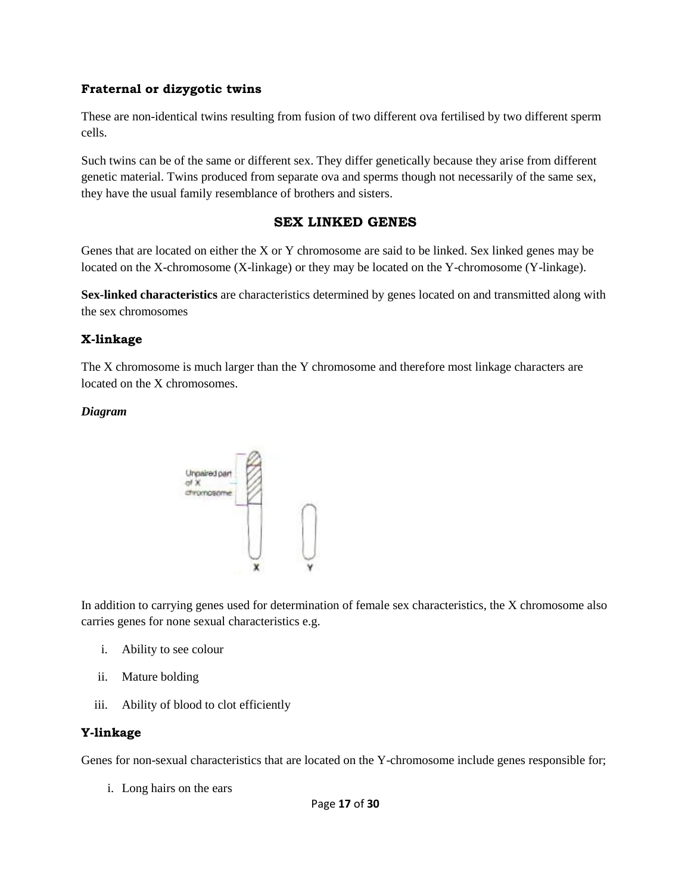### Fraternal or dizygotic twins

These are non-identical twins resulting from fusion of two different ova fertilised by two different sperm cells.

Such twins can be of the same or different sex. They differ genetically because they arise from different genetic material. Twins produced from separate ova and sperms though not necessarily of the same sex, they have the usual family resemblance of brothers and sisters.

## SEX LINKED GENES

Genes that are located on either the X or Y chromosome are said to be linked. Sex linked genes may be located on the X-chromosome (X-linkage) or they may be located on the Y-chromosome (Y-linkage).

**Sex-linked characteristics** are characteristics determined by genes located on and transmitted along with the sex chromosomes

### X-linkage

The X chromosome is much larger than the Y chromosome and therefore most linkage characters are located on the X chromosomes.

***Diagram***

In addition to carrying genes used for determination of female sex characteristics, the X chromosome also carries genes for none sexual characteristics e.g.

i. Ability to see colour
ii. Mature bolding
iii. Ability of blood to clot efficiently

### Y-linkage

Genes for non-sexual characteristics that are located on the Y-chromosome include genes responsible for;

i. Long hairs on the ears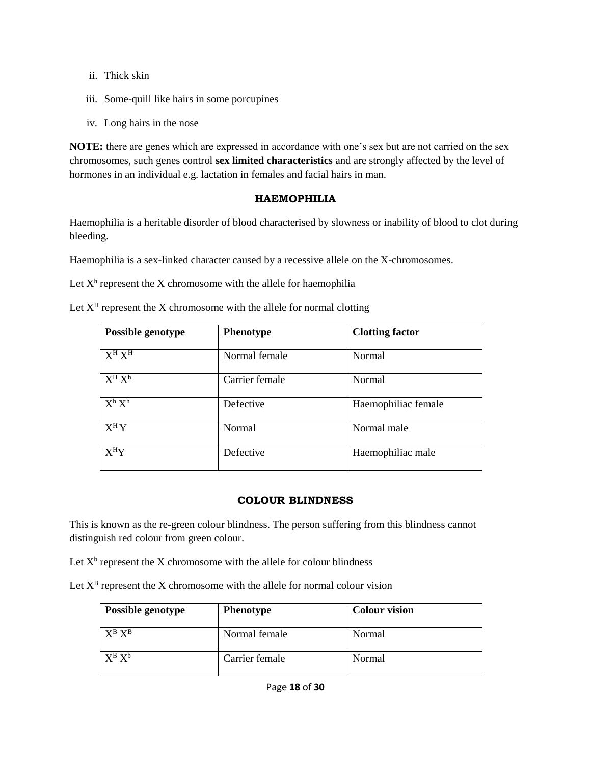ii. Thick skin

iii. Some-quill like hairs in some porcupines

iv. Long hairs in the nose

**NOTE:** there are genes which are expressed in accordance with one's sex but are not carried on the sex chromosomes, such genes control **sex limited characteristics** and are strongly affected by the level of hormones in an individual e.g. lactation in females and facial hairs in man.

### HAEMOPHILIA

Haemophilia is a heritable disorder of blood characterised by slowness or inability of blood to clot during bleeding.

Haemophilia is a sex-linked character caused by a recessive allele on the X-chromosomes.

Let $X^h$ represent the X chromosome with the allele for haemophilia

Let $X^H$ represent the X chromosome with the allele for normal clotting

| Possible genotype | Phenotype | Clotting factor |
|---|---|---|
| $X^H X^H$ | Normal female | Normal |
| $X^H X^h$ | Carrier female | Normal |
| $X^h X^h$ | Defective | Haemophiliac female |
| $X^H Y$ | Normal | Normal male |
| $X^H Y$ | Defective | Haemophiliac male |

### COLOUR BLINDNESS

This is known as the re-green colour blindness. The person suffering from this blindness cannot distinguish red colour from green colour.

Let $X^b$ represent the X chromosome with the allele for colour blindness

Let $X^B$ represent the X chromosome with the allele for normal colour vision

| Possible genotype | Phenotype | Colour vision |
|---|---|---|
| $X^B X^B$ | Normal female | Normal |
| $X^B X^b$ | Carrier female | Normal |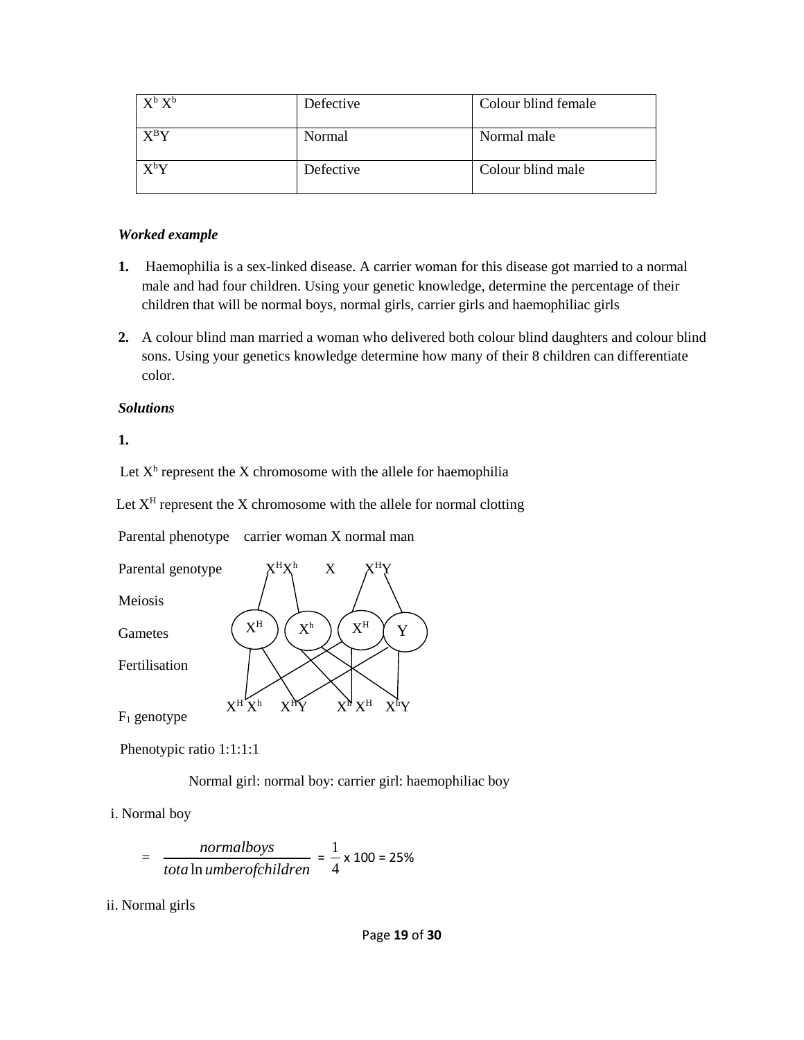| $X^b X^b$ | Defective | Colour blind female |
|---|---|---|
| $X^BY$ | Normal | Normal male |
| $X^bY$ | Defective | Colour blind male |

***Worked example***

1. Haemophilia is a sex-linked disease. A carrier woman for this disease got married to a normal male and had four children. Using your genetic knowledge, determine the percentage of their children that will be normal boys, normal girls, carrier girls and haemophiliac girls

2. A colour blind man married a woman who delivered both colour blind daughters and colour blind sons. Using your genetics knowledge determine how many of their 8 children can differentiate color.

***Solutions***

**1.**

Let $X^h$ represent the X chromosome with the allele for haemophilia

Let $X^H$ represent the X chromosome with the allele for normal clotting

Parental phenotype carrier woman X normal man

Parental genotype $X^HX^h$ X $X^HY$

Meiosis

Gametes $X^H$ $X^h$ $X^H$ Y

Fertilisation

$F_1$ genotype $X^H X^h$ $X^HY$ $X^H X^H$ $X^hY$

Phenotypic ratio 1:1:1:1

Normal girl: normal boy: carrier girl: haemophiliac boy

i. Normal boy

$$= \frac{normal boys}{total number of children} = \frac{1}{4} \times 100 = 25\%$$

ii. Normal girls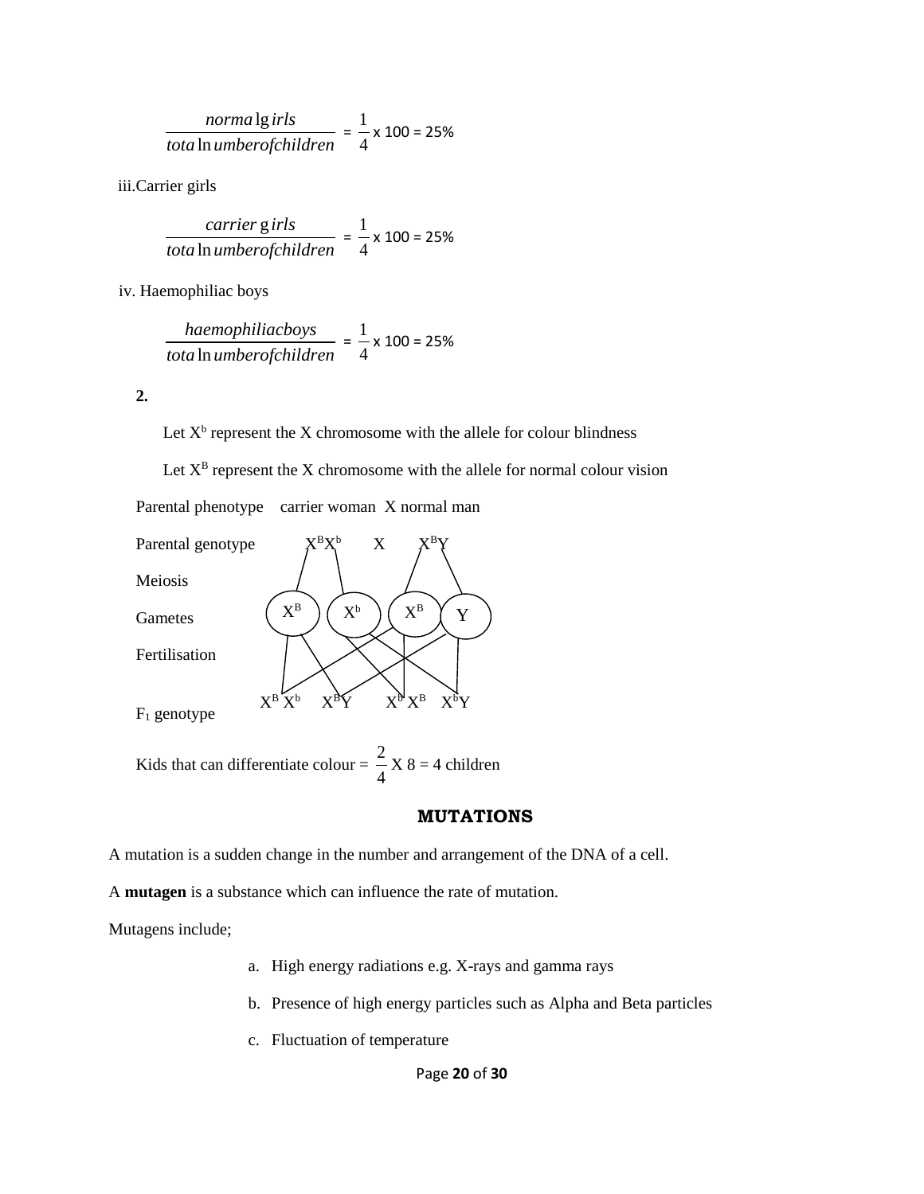$$\frac{\text{normal girls}}{\text{total number of children}} = \frac{1}{4} \times 100 = 25\%$$

iii. Carrier girls

$$\frac{\text{carrier girls}}{\text{total number of children}} = \frac{1}{4} \times 100 = 25\%$$

iv. Haemophiliac boys

$$\frac{\text{haemophiliac boys}}{\text{total number of children}} = \frac{1}{4} \times 100 = 25\%$$

**2.**

Let $X^b$ represent the X chromosome with the allele for colour blindness

Let $X^B$ represent the X chromosome with the allele for normal colour vision

Parental phenotype    carrier woman  X normal man

Parental genotype    $X^BX^b$    X    $X^BY$

Meiosis

Gametes    $X^B$    $X^b$    $X^B$    $Y$

Fertilisation

$F_1$ genotype    $X^B X^b$    $X^BY$    $X^b X^B$    $X^bY$

Kids that can differentiate colour = $\frac{2}{4}$ X 8 = 4 children

## MUTATIONS

A mutation is a sudden change in the number and arrangement of the DNA of a cell.

A **mutagen** is a substance which can influence the rate of mutation.

Mutagens include;

a. High energy radiations e.g. X-rays and gamma rays
b. Presence of high energy particles such as Alpha and Beta particles
c. Fluctuation of temperature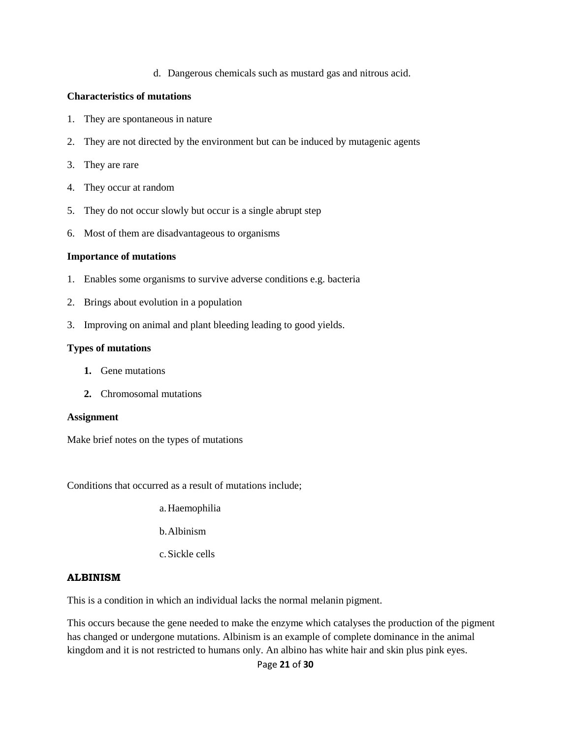d. Dangerous chemicals such as mustard gas and nitrous acid.

**Characteristics of mutations**

1. They are spontaneous in nature
2. They are not directed by the environment but can be induced by mutagenic agents
3. They are rare
4. They occur at random
5. They do not occur slowly but occur is a single abrupt step
6. Most of them are disadvantageous to organisms

**Importance of mutations**

1. Enables some organisms to survive adverse conditions e.g. bacteria
2. Brings about evolution in a population
3. Improving on animal and plant bleeding leading to good yields.

**Types of mutations**

1. Gene mutations
2. Chromosomal mutations

**Assignment**

Make brief notes on the types of mutations

Conditions that occurred as a result of mutations include;

a. Haemophilia

b. Albinism

c. Sickle cells

**ALBINISM**

This is a condition in which an individual lacks the normal melanin pigment.

This occurs because the gene needed to make the enzyme which catalyses the production of the pigment has changed or undergone mutations. Albinism is an example of complete dominance in the animal kingdom and it is not restricted to humans only. An albino has white hair and skin plus pink eyes.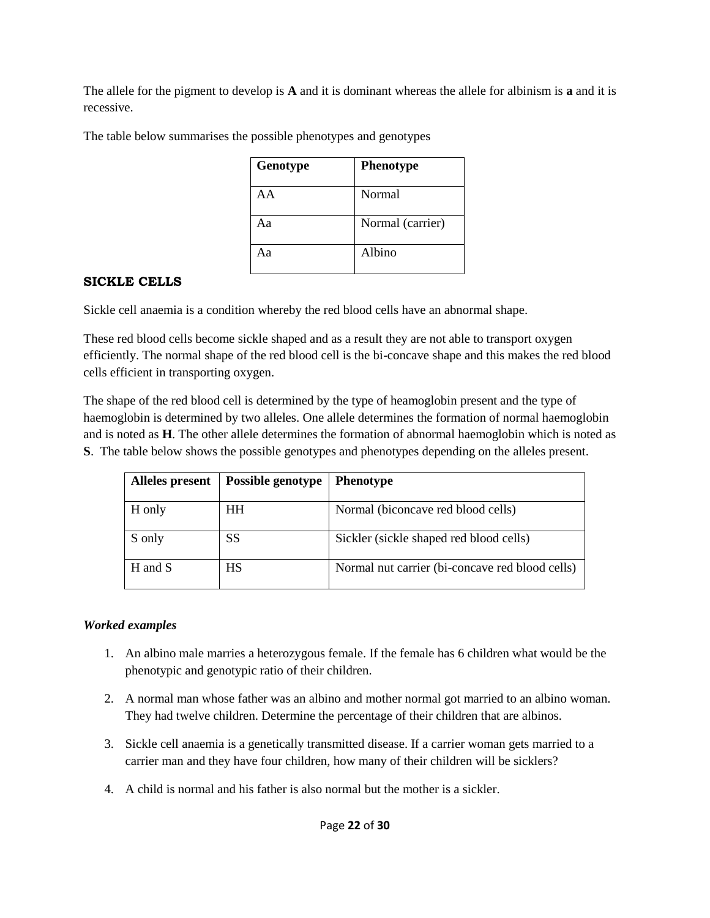The allele for the pigment to develop is **A** and it is dominant whereas the allele for albinism is **a** and it is recessive.

The table below summarises the possible phenotypes and genotypes

| Genotype | Phenotype |
| --- | --- |
| AA | Normal |
| Aa | Normal (carrier) |
| Aa | Albino |

**SICKLE CELLS**

Sickle cell anaemia is a condition whereby the red blood cells have an abnormal shape.

These red blood cells become sickle shaped and as a result they are not able to transport oxygen efficiently. The normal shape of the red blood cell is the bi-concave shape and this makes the red blood cells efficient in transporting oxygen.

The shape of the red blood cell is determined by the type of heamoglobin present and the type of haemoglobin is determined by two alleles. One allele determines the formation of normal haemoglobin and is noted as **H**. The other allele determines the formation of abnormal haemoglobin which is noted as **S**. The table below shows the possible genotypes and phenotypes depending on the alleles present.

| Alleles present | Possible genotype | Phenotype |
| --- | --- | --- |
| H only | HH | Normal (biconcave red blood cells) |
| S only | SS | Sickler (sickle shaped red blood cells) |
| H and S | HS | Normal nut carrier (bi-concave red blood cells) |

***Worked examples***

1. An albino male marries a heterozygous female. If the female has 6 children what would be the phenotypic and genotypic ratio of their children.
2. A normal man whose father was an albino and mother normal got married to an albino woman. They had twelve children. Determine the percentage of their children that are albinos.
3. Sickle cell anaemia is a genetically transmitted disease. If a carrier woman gets married to a carrier man and they have four children, how many of their children will be sicklers?
4. A child is normal and his father is also normal but the mother is a sickler.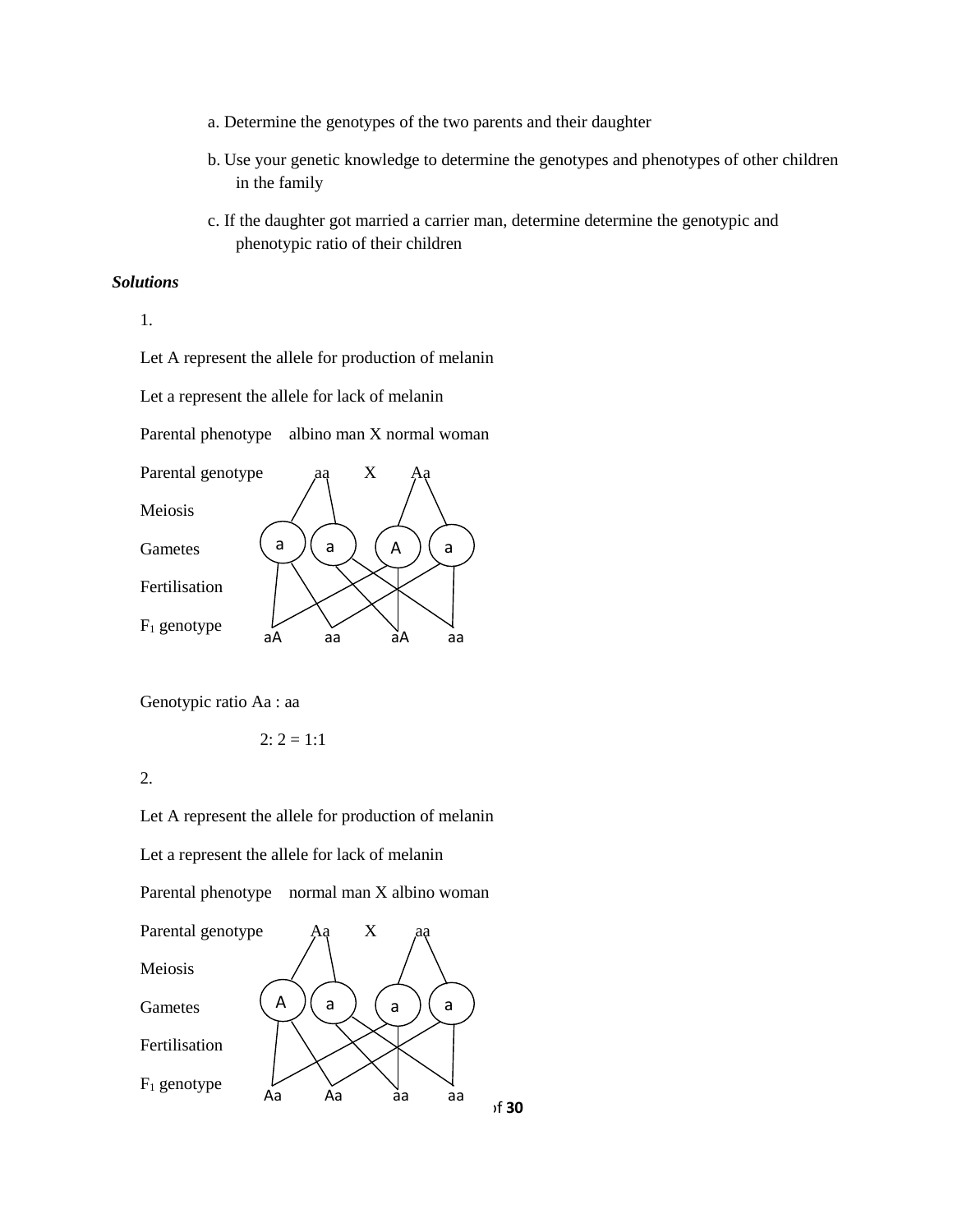a. Determine the genotypes of the two parents and their daughter

b. Use your genetic knowledge to determine the genotypes and phenotypes of other children in the family

c. If the daughter got married a carrier man, determine determine the genotypic and phenotypic ratio of their children

***Solutions***

1.

Let A represent the allele for production of melanin

Let a represent the allele for lack of melanin

Parental phenotype    albino man X normal woman

Parental genotype        aa    X    Aa

Meiosis

Gametes        a    a    A    a

Fertilisation

$F_1$ genotype        aA    aa    aA    aa

Genotypic ratio Aa : aa

2: 2 = 1:1

2.

Let A represent the allele for production of melanin

Let a represent the allele for lack of melanin

Parental phenotype    normal man X albino woman

Parental genotype        Aa    X    aa

Meiosis

Gametes        A    a    a    a

Fertilisation

$F_1$ genotype        Aa    Aa    aa    aa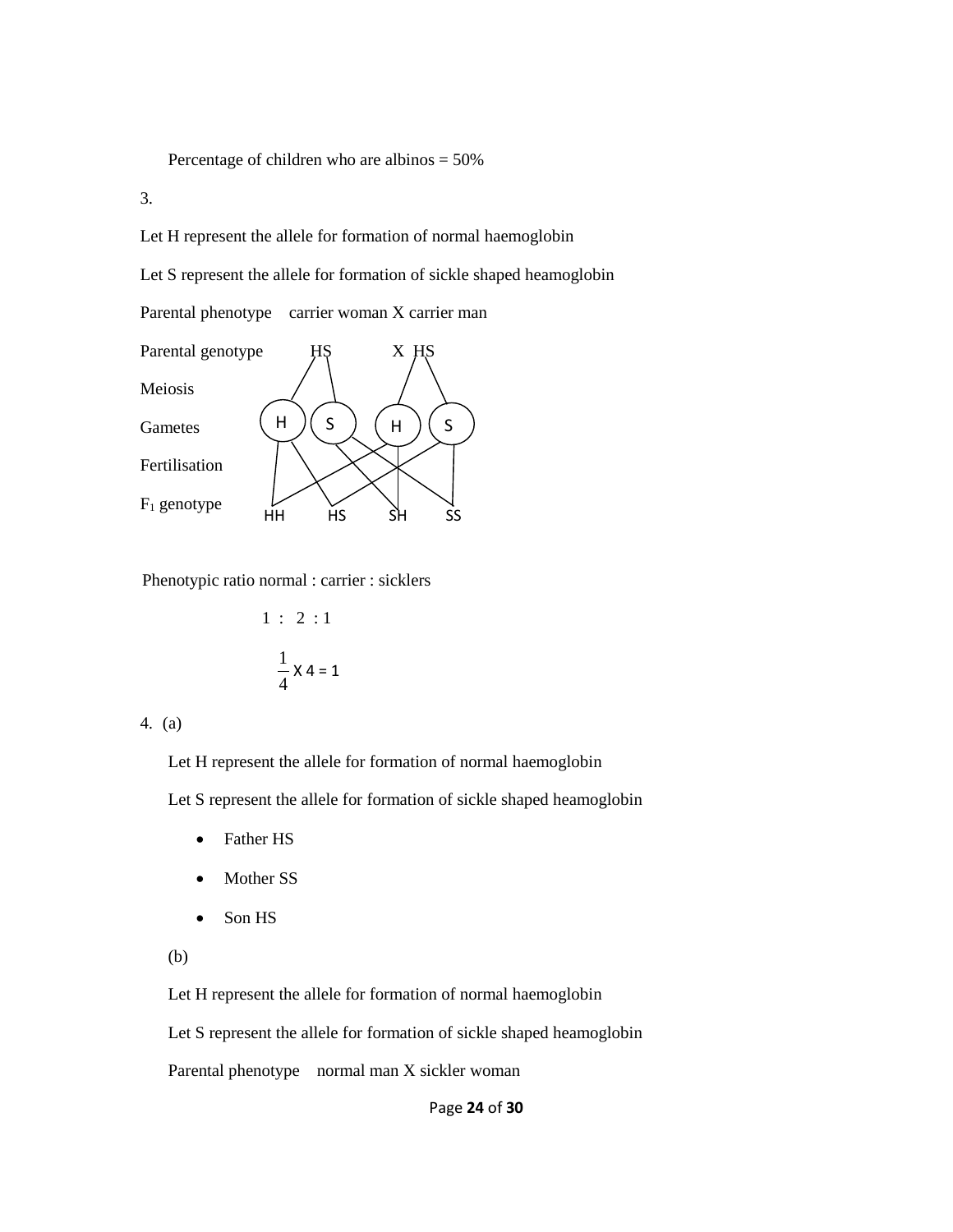Percentage of children who are albinos = 50%

3.

Let H represent the allele for formation of normal haemoglobin

Let S represent the allele for formation of sickle shaped heamoglobin

Parental phenotype    carrier woman X carrier man

Parental genotype        HS        X  HS

Meiosis

Gametes        H    S    H    S

Fertilisation

$F_1$ genotype        HH    HS    SH    SS

Phenotypic ratio normal : carrier : sicklers

1  :  2  : 1

$$\frac{1}{4} \times 4 = 1$$

4. (a)

Let H represent the allele for formation of normal haemoglobin

Let S represent the allele for formation of sickle shaped heamoglobin

- Father HS
- Mother SS
- Son HS

(b)

Let H represent the allele for formation of normal haemoglobin

Let S represent the allele for formation of sickle shaped heamoglobin

Parental phenotype    normal man X sickler woman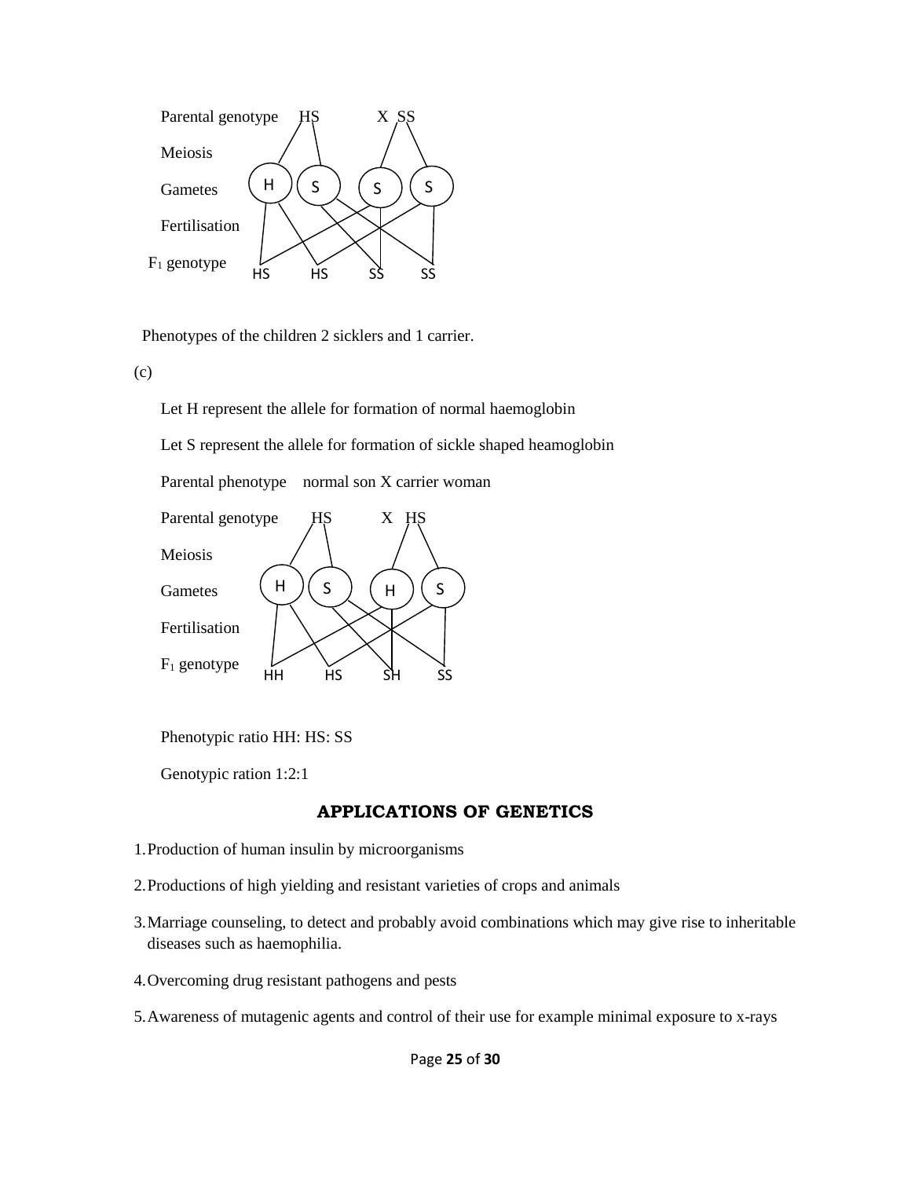Parental genotype HS X SS

Meiosis

Gametes H S S S

Fertilisation

$F_1$ genotype HS HS SS SS

Phenotypes of the children 2 sicklers and 1 carrier.

(c)

Let H represent the allele for formation of normal haemoglobin

Let S represent the allele for formation of sickle shaped heamoglobin

Parental phenotype normal son X carrier woman

Parental genotype HS X HS

Meiosis

Gametes H S H S

Fertilisation

$F_1$ genotype HH HS SH SS

Phenotypic ratio HH: HS: SS

Genotypic ration 1:2:1

## APPLICATIONS OF GENETICS

1. Production of human insulin by microorganisms
2. Productions of high yielding and resistant varieties of crops and animals
3. Marriage counseling, to detect and probably avoid combinations which may give rise to inheritable diseases such as haemophilia.
4. Overcoming drug resistant pathogens and pests
5. Awareness of mutagenic agents and control of their use for example minimal exposure to x-rays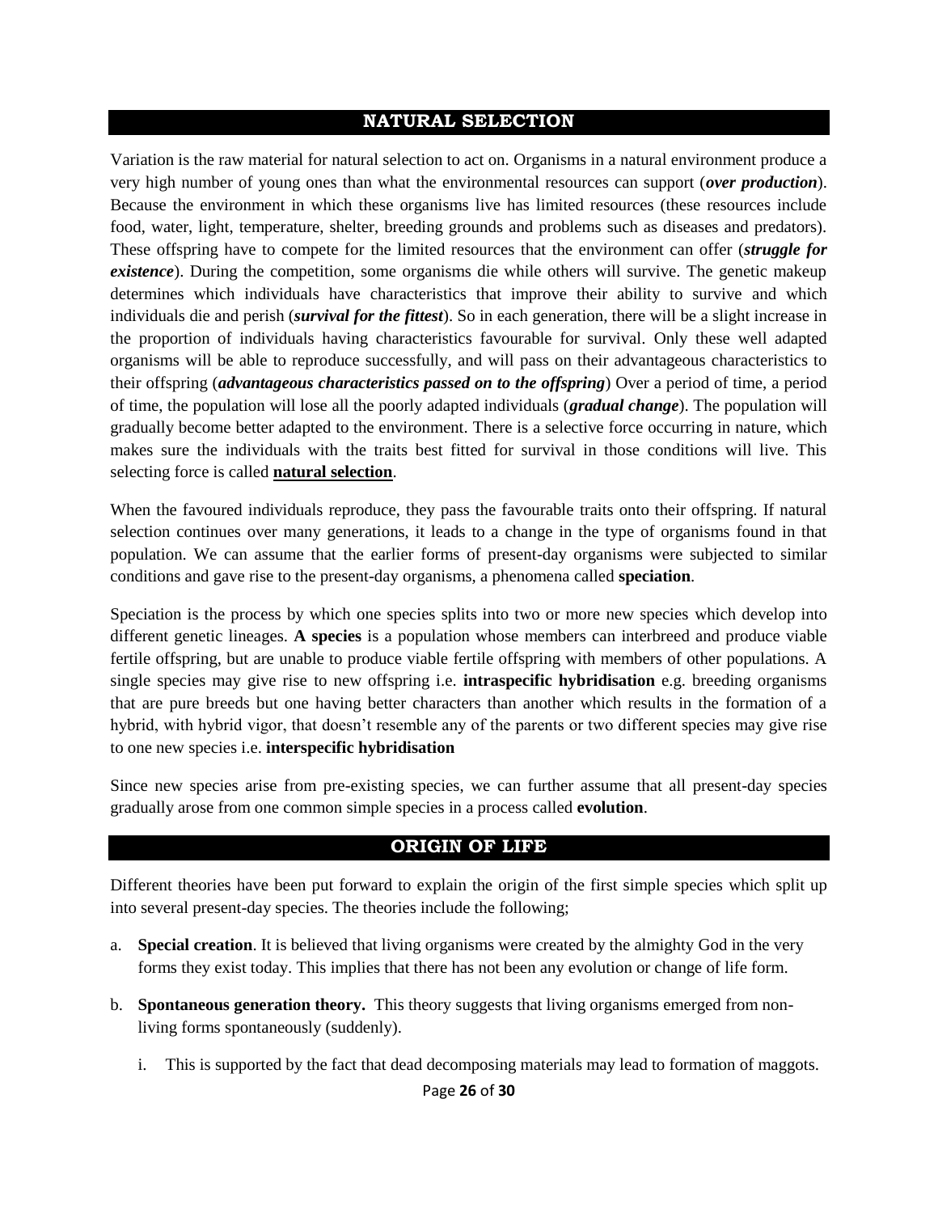## NATURAL SELECTION

Variation is the raw material for natural selection to act on. Organisms in a natural environment produce a very high number of young ones than what the environmental resources can support (***over production***). Because the environment in which these organisms live has limited resources (these resources include food, water, light, temperature, shelter, breeding grounds and problems such as diseases and predators). These offspring have to compete for the limited resources that the environment can offer (***struggle for existence***). During the competition, some organisms die while others will survive. The genetic makeup determines which individuals have characteristics that improve their ability to survive and which individuals die and perish (***survival for the fittest***). So in each generation, there will be a slight increase in the proportion of individuals having characteristics favourable for survival. Only these well adapted organisms will be able to reproduce successfully, and will pass on their advantageous characteristics to their offspring (***advantageous characteristics passed on to the offspring***) Over a period of time, a period of time, the population will lose all the poorly adapted individuals (***gradual change***). The population will gradually become better adapted to the environment. There is a selective force occurring in nature, which makes sure the individuals with the traits best fitted for survival in those conditions will live. This selecting force is called **natural selection**.

When the favoured individuals reproduce, they pass the favourable traits onto their offspring. If natural selection continues over many generations, it leads to a change in the type of organisms found in that population. We can assume that the earlier forms of present-day organisms were subjected to similar conditions and gave rise to the present-day organisms, a phenomena called **speciation**.

Speciation is the process by which one species splits into two or more new species which develop into different genetic lineages. **A species** is a population whose members can interbreed and produce viable fertile offspring, but are unable to produce viable fertile offspring with members of other populations. A single species may give rise to new offspring i.e. **intraspecific hybridisation** e.g. breeding organisms that are pure breeds but one having better characters than another which results in the formation of a hybrid, with hybrid vigor, that doesn't resemble any of the parents or two different species may give rise to one new species i.e. **interspecific hybridisation**

Since new species arise from pre-existing species, we can further assume that all present-day species gradually arose from one common simple species in a process called **evolution**.

## ORIGIN OF LIFE

Different theories have been put forward to explain the origin of the first simple species which split up into several present-day species. The theories include the following;

a. **Special creation**. It is believed that living organisms were created by the almighty God in the very forms they exist today. This implies that there has not been any evolution or change of life form.

b. **Spontaneous generation theory.** This theory suggests that living organisms emerged from non-living forms spontaneously (suddenly).

   i. This is supported by the fact that dead decomposing materials may lead to formation of maggots.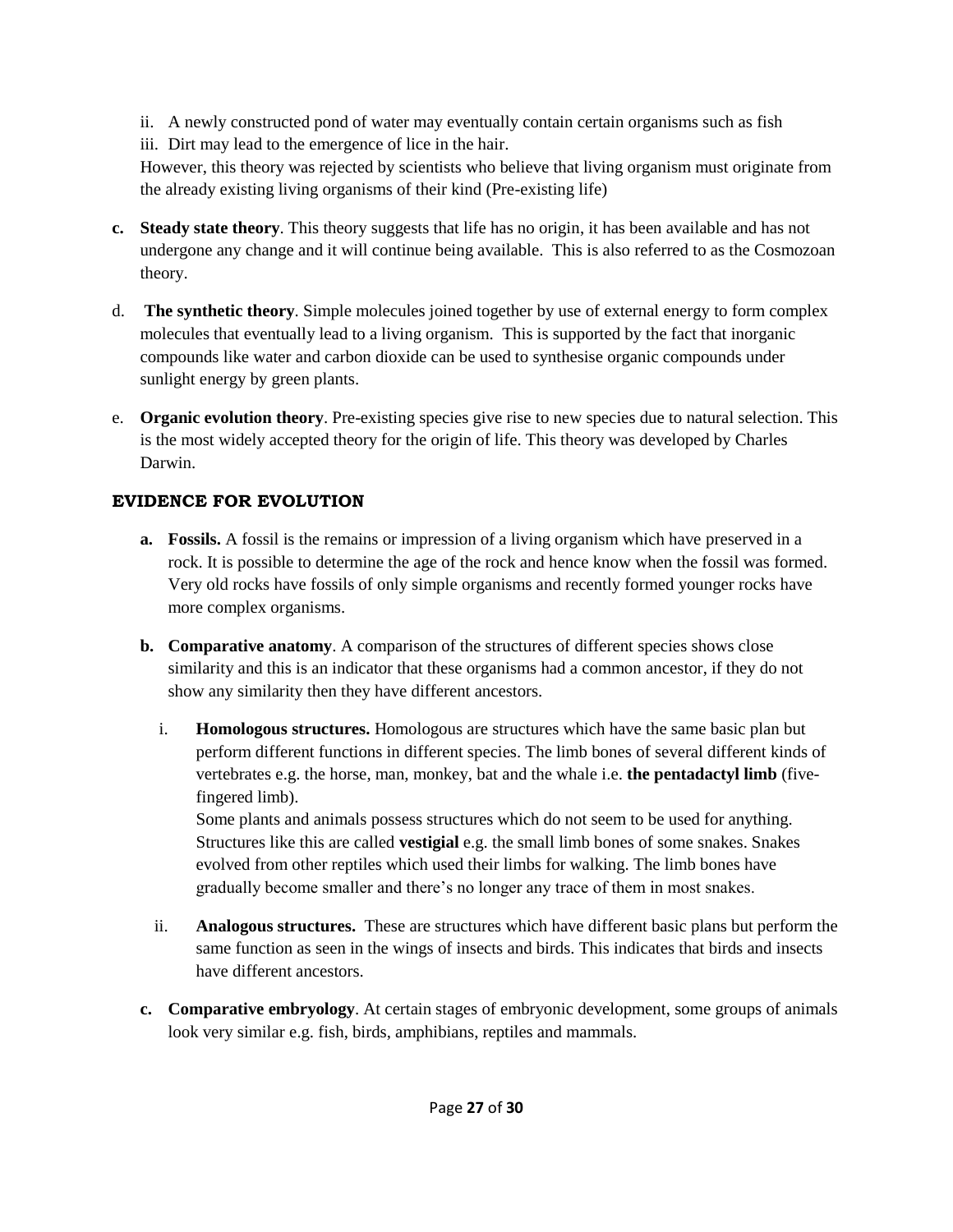ii. A newly constructed pond of water may eventually contain certain organisms such as fish

iii. Dirt may lead to the emergence of lice in the hair.

However, this theory was rejected by scientists who believe that living organism must originate from the already existing living organisms of their kind (Pre-existing life)

c. **Steady state theory**. This theory suggests that life has no origin, it has been available and has not undergone any change and it will continue being available. This is also referred to as the Cosmozoan theory.

d. **The synthetic theory**. Simple molecules joined together by use of external energy to form complex molecules that eventually lead to a living organism. This is supported by the fact that inorganic compounds like water and carbon dioxide can be used to synthesise organic compounds under sunlight energy by green plants.

e. **Organic evolution theory**. Pre-existing species give rise to new species due to natural selection. This is the most widely accepted theory for the origin of life. This theory was developed by Charles Darwin.

### EVIDENCE FOR EVOLUTION

a. **Fossils.** A fossil is the remains or impression of a living organism which have preserved in a rock. It is possible to determine the age of the rock and hence know when the fossil was formed. Very old rocks have fossils of only simple organisms and recently formed younger rocks have more complex organisms.

b. **Comparative anatomy**. A comparison of the structures of different species shows close similarity and this is an indicator that these organisms had a common ancestor, if they do not show any similarity then they have different ancestors.

   i. **Homologous structures.** Homologous are structures which have the same basic plan but perform different functions in different species. The limb bones of several different kinds of vertebrates e.g. the horse, man, monkey, bat and the whale i.e. **the pentadactyl limb** (five-fingered limb).

   Some plants and animals possess structures which do not seem to be used for anything. Structures like this are called **vestigial** e.g. the small limb bones of some snakes. Snakes evolved from other reptiles which used their limbs for walking. The limb bones have gradually become smaller and there's no longer any trace of them in most snakes.

   ii. **Analogous structures.** These are structures which have different basic plans but perform the same function as seen in the wings of insects and birds. This indicates that birds and insects have different ancestors.

c. **Comparative embryology**. At certain stages of embryonic development, some groups of animals look very similar e.g. fish, birds, amphibians, reptiles and mammals.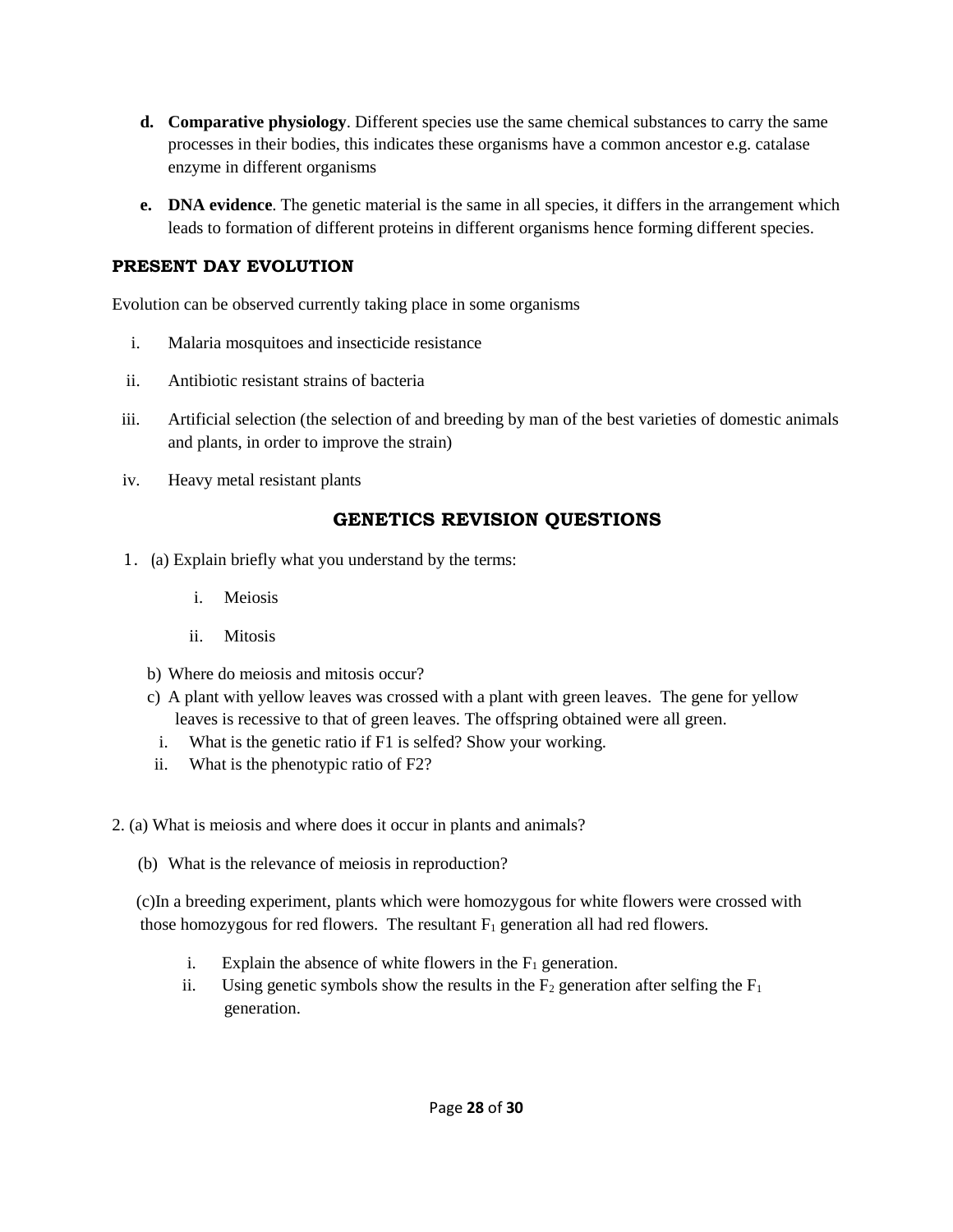d. **Comparative physiology**. Different species use the same chemical substances to carry the same processes in their bodies, this indicates these organisms have a common ancestor e.g. catalase enzyme in different organisms

e. **DNA evidence**. The genetic material is the same in all species, it differs in the arrangement which leads to formation of different proteins in different organisms hence forming different species.

## PRESENT DAY EVOLUTION

Evolution can be observed currently taking place in some organisms

i. Malaria mosquitoes and insecticide resistance
ii. Antibiotic resistant strains of bacteria
iii. Artificial selection (the selection of and breeding by man of the best varieties of domestic animals and plants, in order to improve the strain)
iv. Heavy metal resistant plants

## GENETICS REVISION QUESTIONS

1. (a) Explain briefly what you understand by the terms:

   i. Meiosis

   ii. Mitosis

   b) Where do meiosis and mitosis occur?

   c) A plant with yellow leaves was crossed with a plant with green leaves. The gene for yellow leaves is recessive to that of green leaves. The offspring obtained were all green.

   i. What is the genetic ratio if F1 is selfed? Show your working.

   ii. What is the phenotypic ratio of F2?

2. (a) What is meiosis and where does it occur in plants and animals?

   (b) What is the relevance of meiosis in reproduction?

   (c) In a breeding experiment, plants which were homozygous for white flowers were crossed with those homozygous for red flowers. The resultant $F_1$ generation all had red flowers.

   i. Explain the absence of white flowers in the $F_1$ generation.

   ii. Using genetic symbols show the results in the $F_2$ generation after selfing the $F_1$ generation.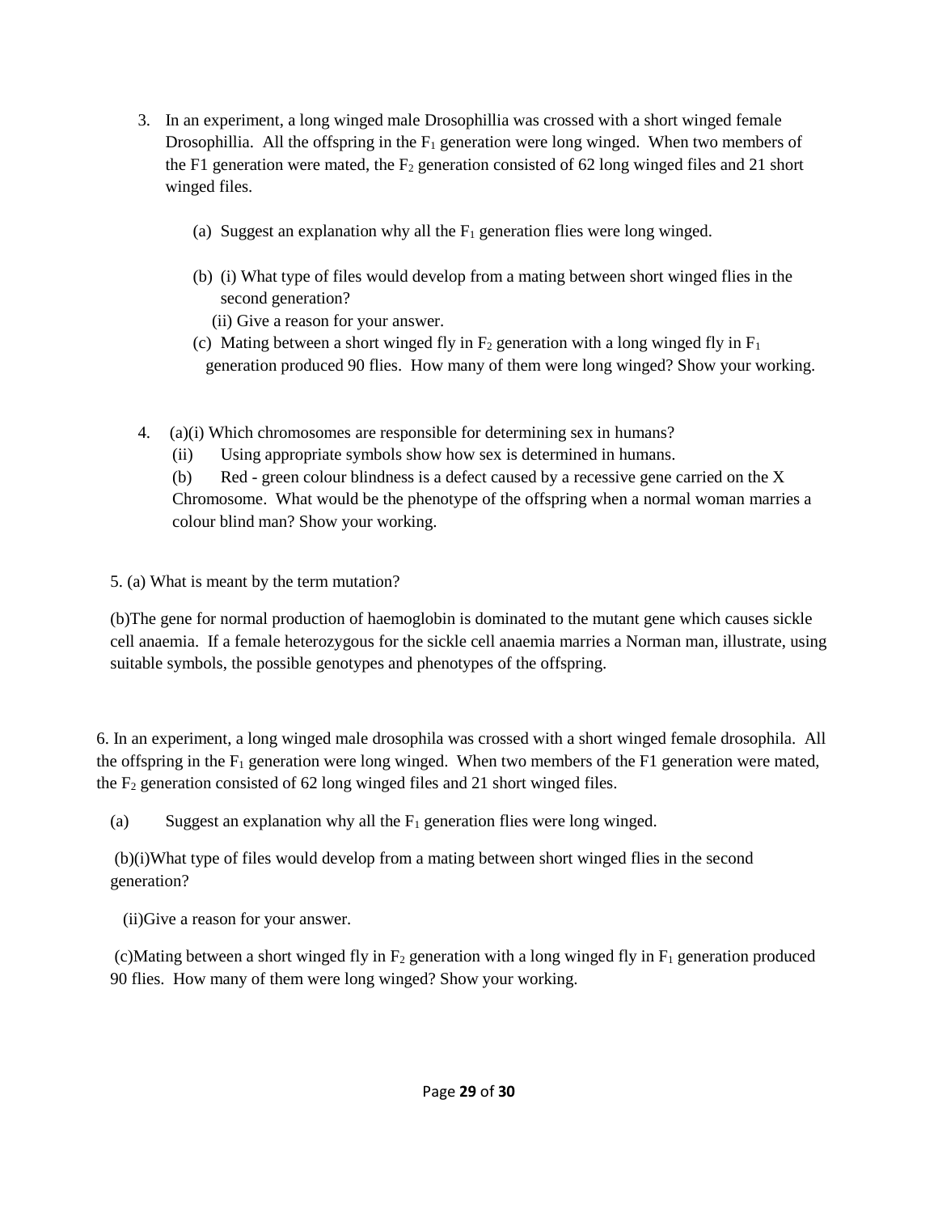3. In an experiment, a long winged male Drosophillia was crossed with a short winged female Drosophillia. All the offspring in the $F_1$ generation were long winged. When two members of the F1 generation were mated, the $F_2$ generation consisted of 62 long winged files and 21 short winged files.

   (a) Suggest an explanation why all the $F_1$ generation flies were long winged.

   (b) (i) What type of files would develop from a mating between short winged flies in the second generation?

   (ii) Give a reason for your answer.

   (c) Mating between a short winged fly in $F_2$ generation with a long winged fly in $F_1$ generation produced 90 flies. How many of them were long winged? Show your working.

4. (a)(i) Which chromosomes are responsible for determining sex in humans?

   (ii) Using appropriate symbols show how sex is determined in humans.

   (b) Red - green colour blindness is a defect caused by a recessive gene carried on the X Chromosome. What would be the phenotype of the offspring when a normal woman marries a colour blind man? Show your working.

5. (a) What is meant by the term mutation?

(b)The gene for normal production of haemoglobin is dominated to the mutant gene which causes sickle cell anaemia. If a female heterozygous for the sickle cell anaemia marries a Norman man, illustrate, using suitable symbols, the possible genotypes and phenotypes of the offspring.

6. In an experiment, a long winged male drosophila was crossed with a short winged female drosophila. All the offspring in the $F_1$ generation were long winged. When two members of the F1 generation were mated, the $F_2$ generation consisted of 62 long winged files and 21 short winged files.

(a) Suggest an explanation why all the $F_1$ generation flies were long winged.

(b)(i)What type of files would develop from a mating between short winged flies in the second generation?

(ii)Give a reason for your answer.

(c)Mating between a short winged fly in $F_2$ generation with a long winged fly in $F_1$ generation produced 90 flies. How many of them were long winged? Show your working.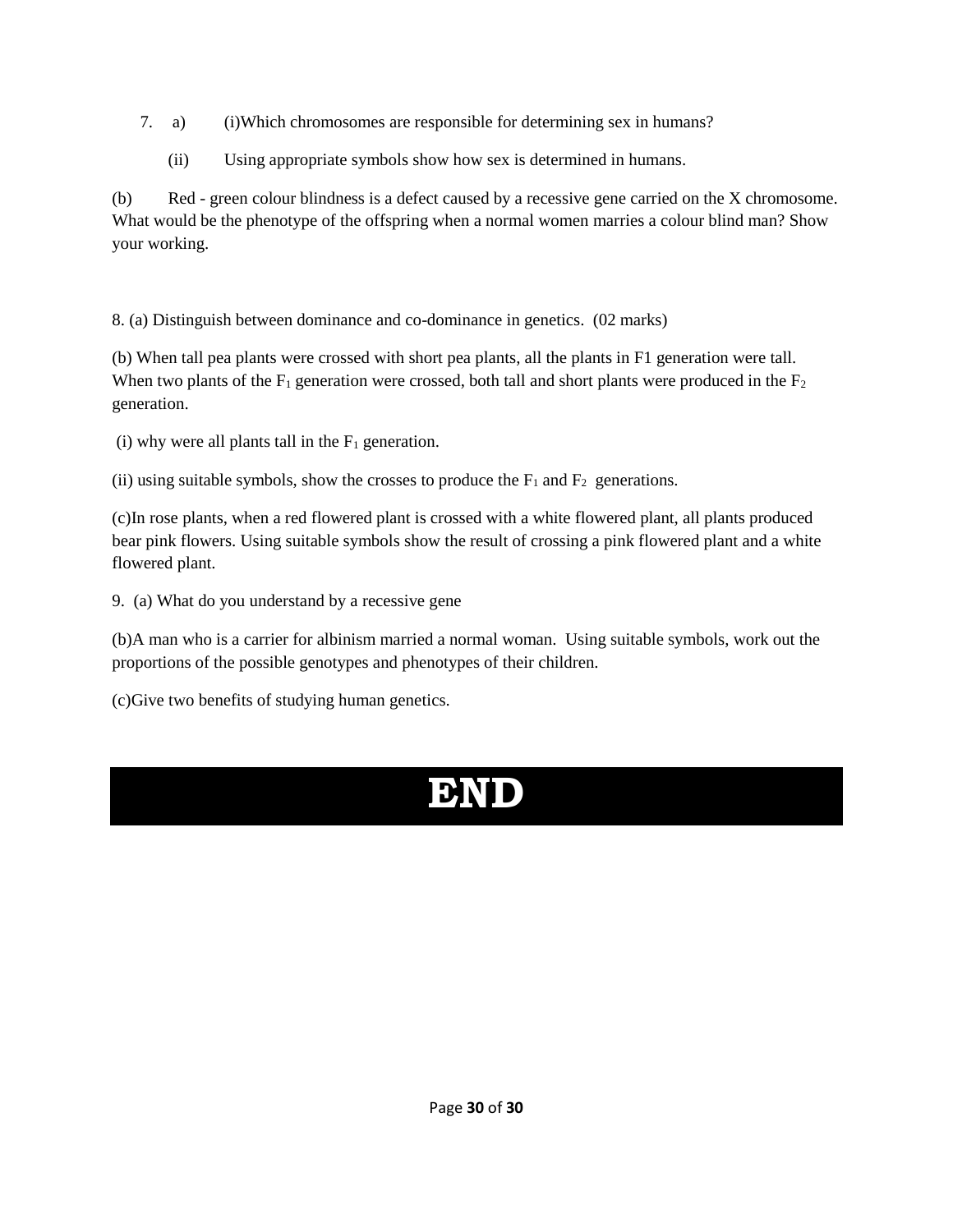7. a) (i)Which chromosomes are responsible for determining sex in humans?

(ii) Using appropriate symbols show how sex is determined in humans.

(b) Red - green colour blindness is a defect caused by a recessive gene carried on the X chromosome. What would be the phenotype of the offspring when a normal women marries a colour blind man? Show your working.

8. (a) Distinguish between dominance and co-dominance in genetics. (02 marks)

(b) When tall pea plants were crossed with short pea plants, all the plants in F1 generation were tall. When two plants of the $F_1$ generation were crossed, both tall and short plants were produced in the $F_2$ generation.

(i) why were all plants tall in the $F_1$ generation.

(ii) using suitable symbols, show the crosses to produce the $F_1$ and $F_2$ generations.

(c)In rose plants, when a red flowered plant is crossed with a white flowered plant, all plants produced bear pink flowers. Using suitable symbols show the result of crossing a pink flowered plant and a white flowered plant.

9. (a) What do you understand by a recessive gene

(b)A man who is a carrier for albinism married a normal woman. Using suitable symbols, work out the proportions of the possible genotypes and phenotypes of their children.

(c)Give two benefits of studying human genetics.

# END